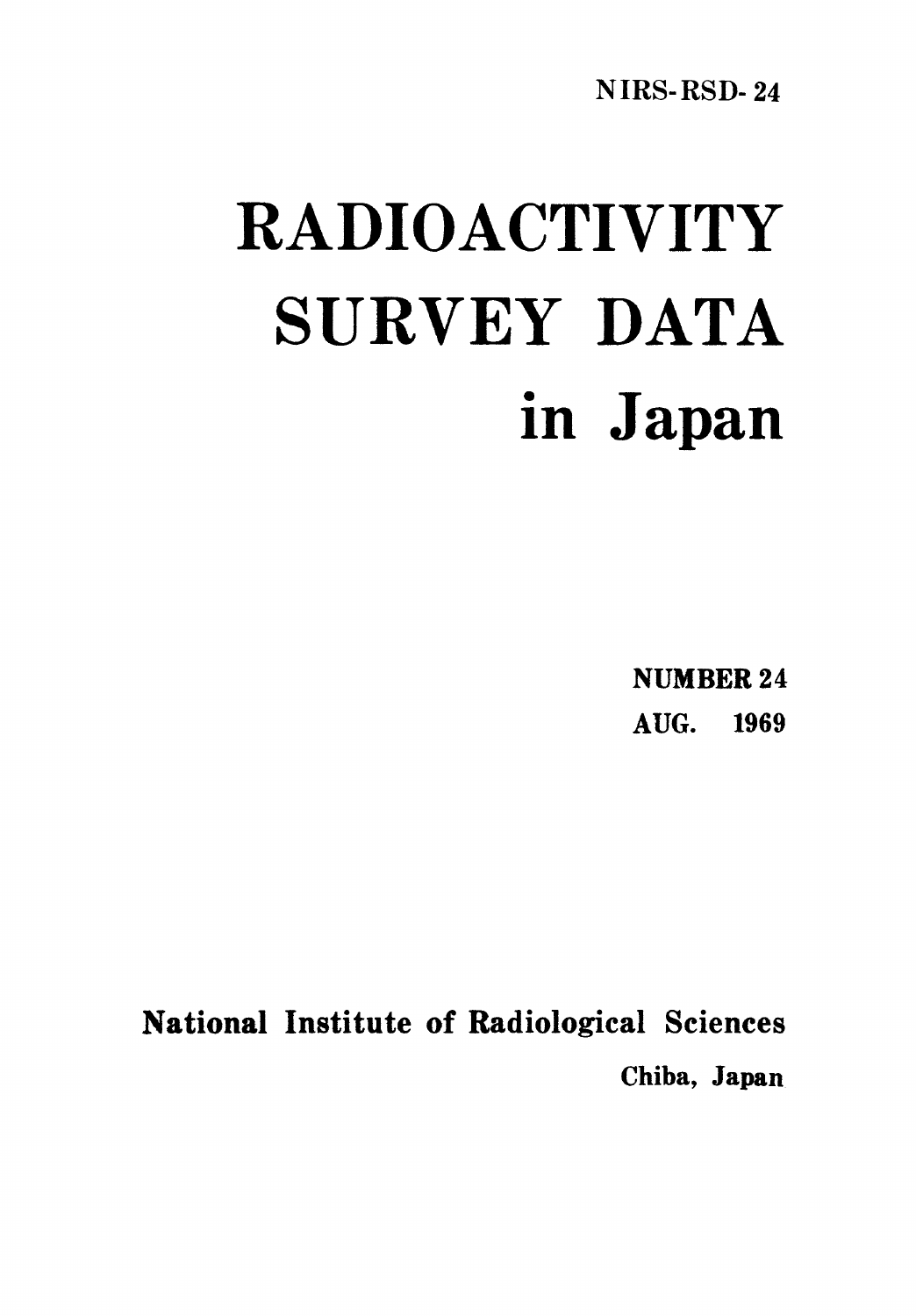NIRS-RSD-24

# RADIOACTIVITY SURVEY DATA in Japan

**NUMBER 24**
**AUG. 1969**

**National Institute of Radiological Sciences**
**Chiba, Japan**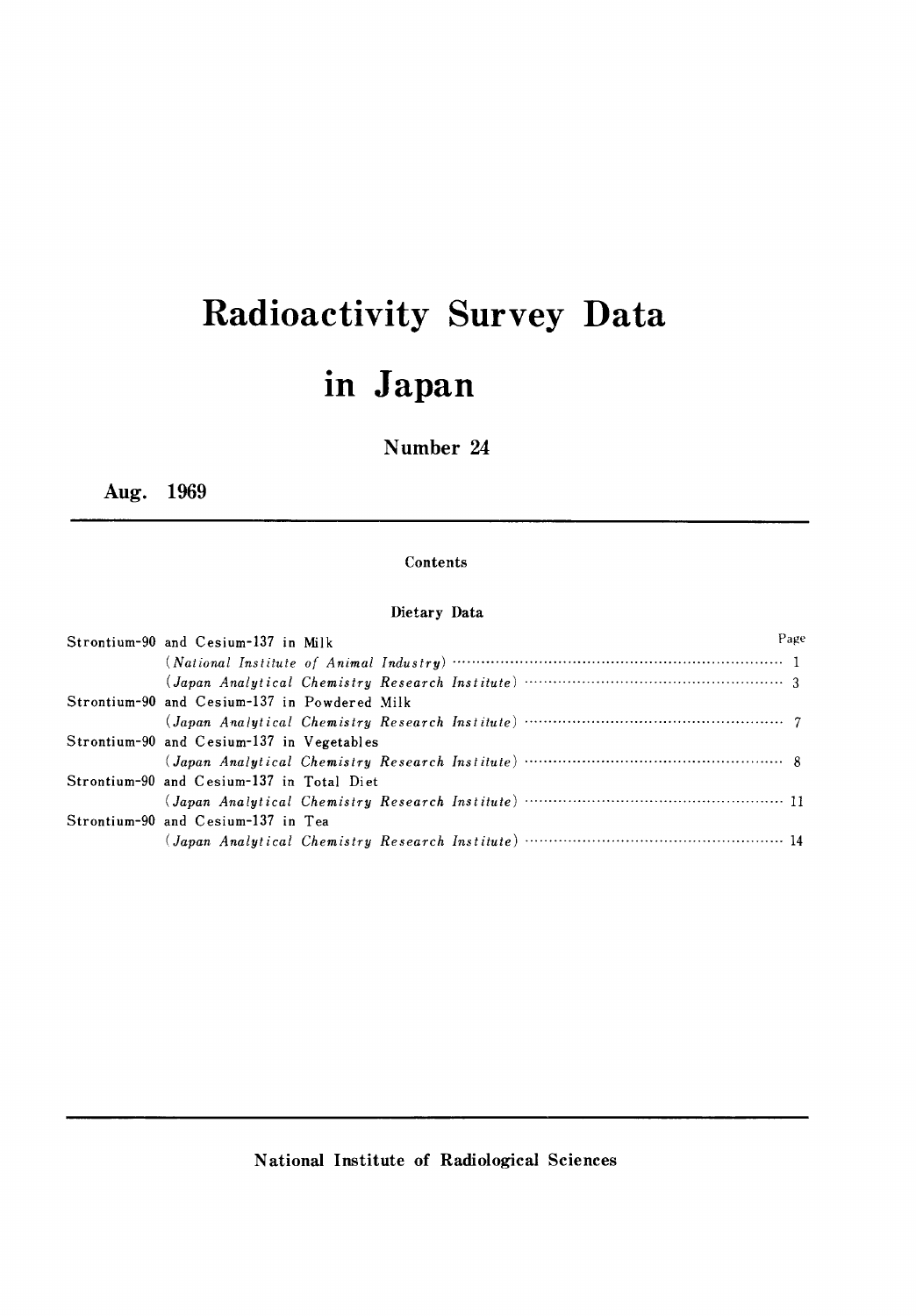# Radioactivity Survey Data in Japan

## Number 24

**Aug. 1969**

---

### Contents

#### Dietary Data

| | Page |
|---|---|
| Strontium-90 and Cesium-137 in Milk | |
| (*National Institute of Animal Industry*) | 1 |
| (*Japan Analytical Chemistry Research Institute*) | 3 |
| Strontium-90 and Cesium-137 in Powdered Milk | |
| (*Japan Analytical Chemistry Research Institute*) | 7 |
| Strontium-90 and Cesium-137 in Vegetables | |
| (*Japan Analytical Chemistry Research Institute*) | 8 |
| Strontium-90 and Cesium-137 in Total Diet | |
| (*Japan Analytical Chemistry Research Institute*) | 11 |
| Strontium-90 and Cesium-137 in Tea | |
| (*Japan Analytical Chemistry Research Institute*) | 14 |

---

**National Institute of Radiological Sciences**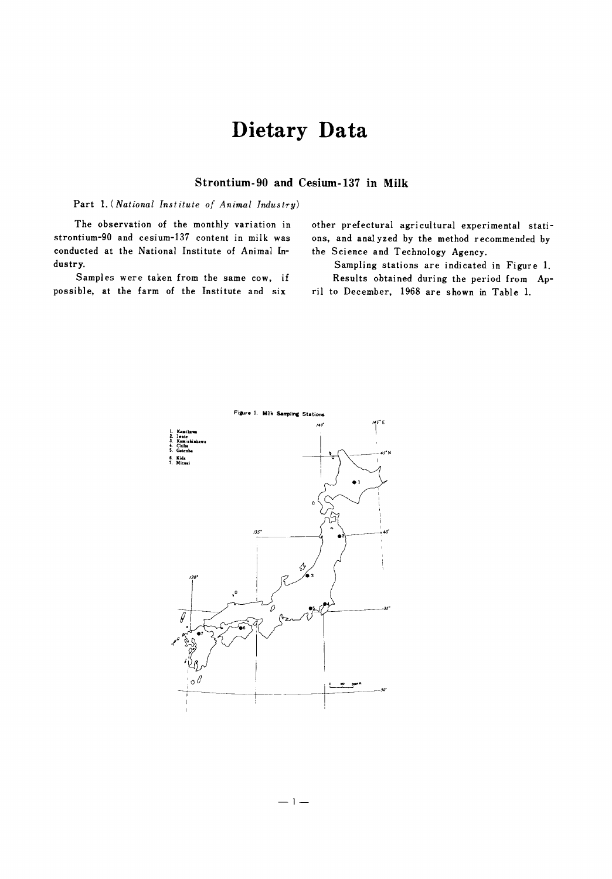# Dietary Data

## Strontium-90 and Cesium-137 in Milk

Part 1. (*National Institute of Animal Industry*)

The observation of the monthly variation in strontium-90 and cesium-137 content in milk was conducted at the National Institute of Animal Industry.

Samples were taken from the same cow, if possible, at the farm of the Institute and six other prefectural agricultural experimental stations, and analyzed by the method recommended by the Science and Technology Agency.

Sampling stations are indicated in Figure 1.

Results obtained during the period from April to December, 1968 are shown in Table 1.

Figure 1. Milk Sampling Stations

1. Kamikawa
2. Iwate
3. Kamishinkawa
4. Chiba
5. Gotenba
6. Kida
7. Mitsui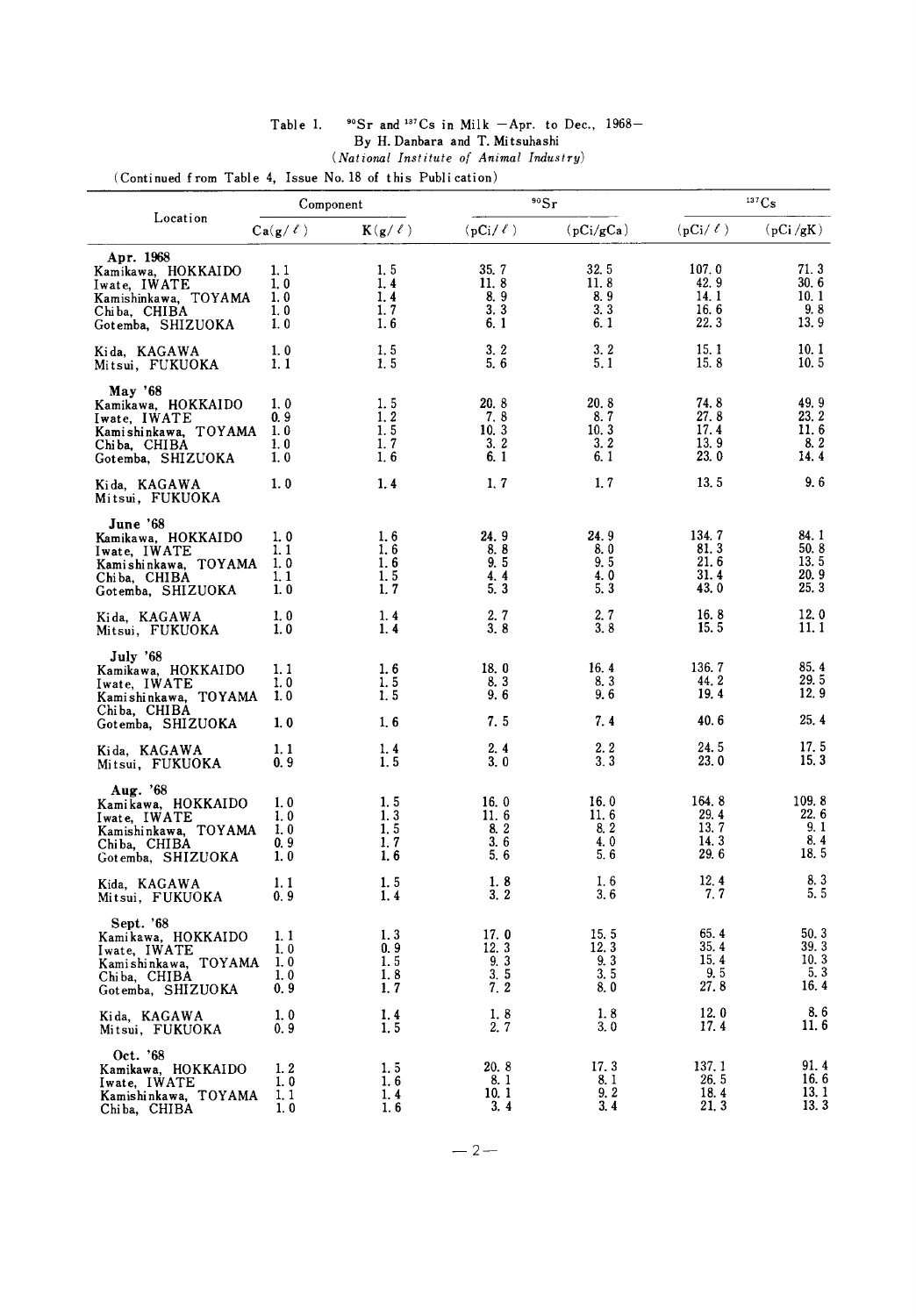Table 1. $^{90}Sr$ and $^{137}Cs$ in Milk —Apr. to Dec., 1968—

By H. Danbara and T. Mitsuhashi

*(National Institute of Animal Industry)*

(Continued from Table 4, Issue No. 18 of this Publication)

| Location | Component | | $^{90}Sr$ | | $^{137}Cs$ | |
|---|---|---|---|---|---|---|
| | Ca(g/ℓ) | K(g/ℓ) | (pCi/ℓ) | (pCi/gCa) | (pCi/ℓ) | (pCi/gK) |
| **Apr. 1968** | | | | | | |
| Kamikawa, HOKKAIDO | 1.1 | 1.5 | 35.7 | 32.5 | 107.0 | 71.3 |
| Iwate, IWATE | 1.0 | 1.4 | 11.8 | 11.8 | 42.9 | 30.6 |
| Kamishinkawa, TOYAMA | 1.0 | 1.4 | 8.9 | 8.9 | 14.1 | 10.1 |
| Chiba, CHIBA | 1.0 | 1.7 | 3.3 | 3.3 | 16.6 | 9.8 |
| Gotemba, SHIZUOKA | 1.0 | 1.6 | 6.1 | 6.1 | 22.3 | 13.9 |
| Kida, KAGAWA | 1.0 | 1.5 | 3.2 | 3.2 | 15.1 | 10.1 |
| Mitsui, FUKUOKA | 1.1 | 1.5 | 5.6 | 5.1 | 15.8 | 10.5 |
| **May '68** | | | | | | |
| Kamikawa, HOKKAIDO | 1.0 | 1.5 | 20.8 | 20.8 | 74.8 | 49.9 |
| Iwate, IWATE | 0.9 | 1.2 | 7.8 | 8.7 | 27.8 | 23.2 |
| Kamishinkawa, TOYAMA | 1.0 | 1.5 | 10.3 | 10.3 | 17.4 | 11.6 |
| Chiba, CHIBA | 1.0 | 1.7 | 3.2 | 3.2 | 13.9 | 8.2 |
| Gotemba, SHIZUOKA | 1.0 | 1.6 | 6.1 | 6.1 | 23.0 | 14.4 |
| Kida, KAGAWA | 1.0 | 1.4 | 1.7 | 1.7 | 13.5 | 9.6 |
| Mitsui, FUKUOKA | | | | | | |
| **June '68** | | | | | | |
| Kamikawa, HOKKAIDO | 1.0 | 1.6 | 24.9 | 24.9 | 134.7 | 84.1 |
| Iwate, IWATE | 1.1 | 1.6 | 8.8 | 8.0 | 81.3 | 50.8 |
| Kamishinkawa, TOYAMA | 1.0 | 1.6 | 9.5 | 9.5 | 21.6 | 13.5 |
| Chiba, CHIBA | 1.1 | 1.5 | 4.4 | 4.0 | 31.4 | 20.9 |
| Gotemba, SHIZUOKA | 1.0 | 1.7 | 5.3 | 5.3 | 43.0 | 25.3 |
| Kida, KAGAWA | 1.0 | 1.4 | 2.7 | 2.7 | 16.8 | 12.0 |
| Mitsui, FUKUOKA | 1.0 | 1.4 | 3.8 | 3.8 | 15.5 | 11.1 |
| **July '68** | | | | | | |
| Kamikawa, HOKKAIDO | 1.1 | 1.6 | 18.0 | 16.4 | 136.7 | 85.4 |
| Iwate, IWATE | 1.0 | 1.5 | 8.3 | 8.3 | 44.2 | 29.5 |
| Kamishinkawa, TOYAMA | 1.0 | 1.5 | 9.6 | 9.6 | 19.4 | 12.9 |
| Chiba, CHIBA | | | | | | |
| Gotemba, SHIZUOKA | 1.0 | 1.6 | 7.5 | 7.4 | 40.6 | 25.4 |
| Kida, KAGAWA | 1.1 | 1.4 | 2.4 | 2.2 | 24.5 | 17.5 |
| Mitsui, FUKUOKA | 0.9 | 1.5 | 3.0 | 3.3 | 23.0 | 15.3 |
| **Aug. '68** | | | | | | |
| Kamikawa, HOKKAIDO | 1.0 | 1.5 | 16.0 | 16.0 | 164.8 | 109.8 |
| Iwate, IWATE | 1.0 | 1.3 | 11.6 | 11.6 | 29.4 | 22.6 |
| Kamishinkawa, TOYAMA | 1.0 | 1.5 | 8.2 | 8.2 | 13.7 | 9.1 |
| Chiba, CHIBA | 0.9 | 1.7 | 3.6 | 4.0 | 14.3 | 8.4 |
| Gotemba, SHIZUOKA | 1.0 | 1.6 | 5.6 | 5.6 | 29.6 | 18.5 |
| Kida, KAGAWA | 1.1 | 1.5 | 1.8 | 1.6 | 12.4 | 8.3 |
| Mitsui, FUKUOKA | 0.9 | 1.4 | 3.2 | 3.6 | 7.7 | 5.5 |
| **Sept. '68** | | | | | | |
| Kamikawa, HOKKAIDO | 1.1 | 1.3 | 17.0 | 15.5 | 65.4 | 50.3 |
| Iwate, IWATE | 1.0 | 0.9 | 12.3 | 12.3 | 35.4 | 39.3 |
| Kamishinkawa, TOYAMA | 1.0 | 1.5 | 9.3 | 9.3 | 15.4 | 10.3 |
| Chiba, CHIBA | 1.0 | 1.8 | 3.5 | 3.5 | 9.5 | 5.3 |
| Gotemba, SHIZUOKA | 0.9 | 1.7 | 7.2 | 8.0 | 27.8 | 16.4 |
| Kida, KAGAWA | 1.0 | 1.4 | 1.8 | 1.8 | 12.0 | 8.6 |
| Mitsui, FUKUOKA | 0.9 | 1.5 | 2.7 | 3.0 | 17.4 | 11.6 |
| **Oct. '68** | | | | | | |
| Kamikawa, HOKKAIDO | 1.2 | 1.5 | 20.8 | 17.3 | 137.1 | 91.4 |
| Iwate, IWATE | 1.0 | 1.6 | 8.1 | 8.1 | 26.5 | 16.6 |
| Kamishinkawa, TOYAMA | 1.1 | 1.4 | 10.1 | 9.2 | 18.4 | 13.1 |
| Chiba, CHIBA | 1.0 | 1.6 | 3.4 | 3.4 | 21.3 | 13.3 |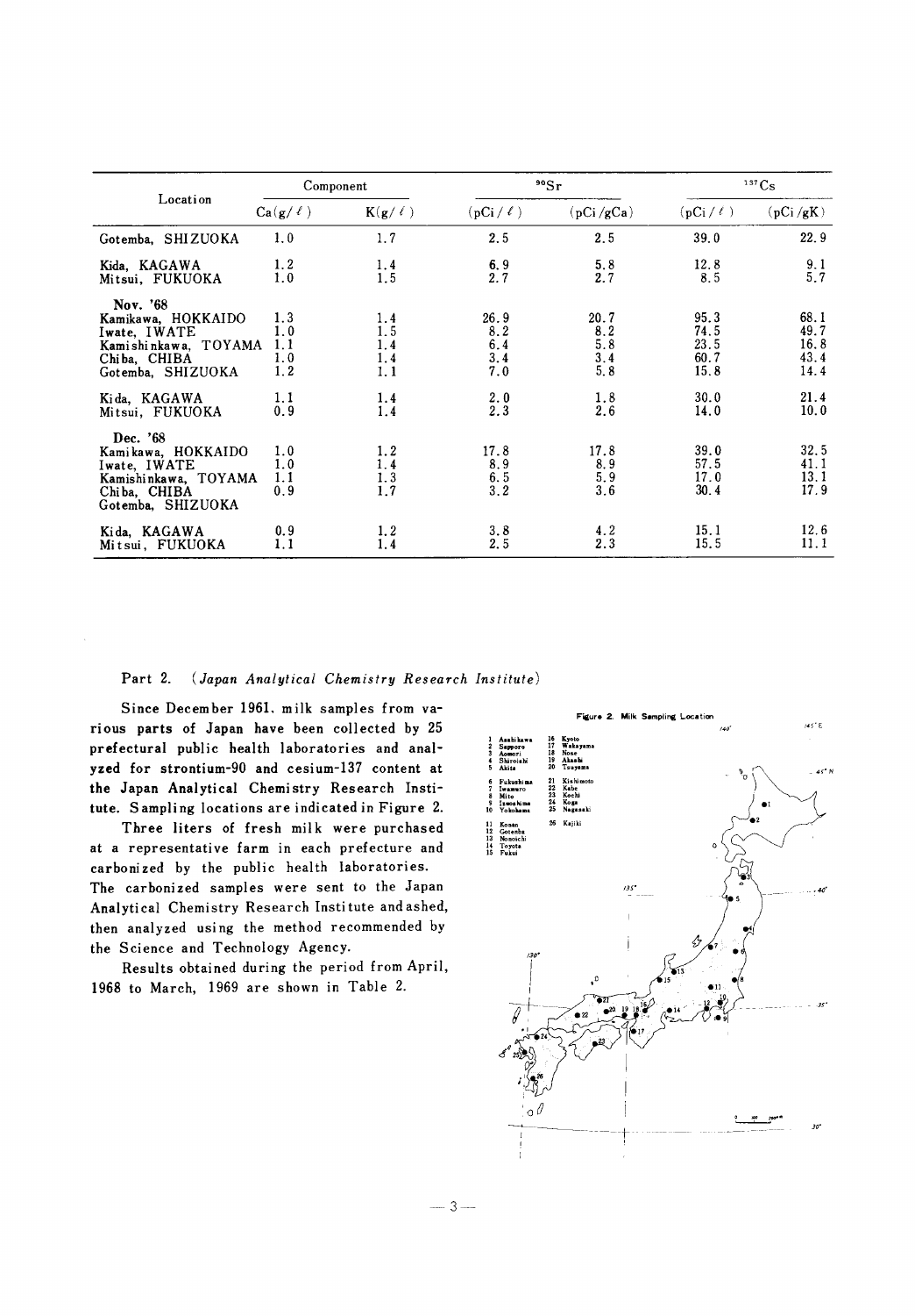| Location | Component | | $^{90}Sr$ | | $^{137}Cs$ | |
|---|---|---|---|---|---|---|
| | Ca(g/ℓ) | K(g/ℓ) | (pCi/ℓ) | (pCi/gCa) | (pCi/ℓ) | (pCi/gK) |
| Gotemba, SHIZUOKA | 1.0 | 1.7 | 2.5 | 2.5 | 39.0 | 22.9 |
| Kida, KAGAWA | 1.2 | 1.4 | 6.9 | 5.8 | 12.8 | 9.1 |
| Mitsui, FUKUOKA | 1.0 | 1.5 | 2.7 | 2.7 | 8.5 | 5.7 |
| Nov. '68 | | | | | | |
| Kamikawa, HOKKAIDO | 1.3 | 1.4 | 26.9 | 20.7 | 95.3 | 68.1 |
| Iwate, IWATE | 1.0 | 1.5 | 8.2 | 8.2 | 74.5 | 49.7 |
| Kamishinkawa, TOYAMA | 1.1 | 1.4 | 6.4 | 5.8 | 23.5 | 16.8 |
| Chiba, CHIBA | 1.0 | 1.4 | 3.4 | 3.4 | 60.7 | 43.4 |
| Gotemba, SHIZUOKA | 1.2 | 1.1 | 7.0 | 5.8 | 15.8 | 14.4 |
| Kida, KAGAWA | 1.1 | 1.4 | 2.0 | 1.8 | 30.0 | 21.4 |
| Mitsui, FUKUOKA | 0.9 | 1.4 | 2.3 | 2.6 | 14.0 | 10.0 |
| Dec. '68 | | | | | | |
| Kamikawa, HOKKAIDO | 1.0 | 1.2 | 17.8 | 17.8 | 39.0 | 32.5 |
| Iwate, IWATE | 1.0 | 1.4 | 8.9 | 8.9 | 57.5 | 41.1 |
| Kamishinkawa, TOYAMA | 1.1 | 1.3 | 6.5 | 5.9 | 17.0 | 13.1 |
| Chiba, CHIBA | 0.9 | 1.7 | 3.2 | 3.6 | 30.4 | 17.9 |
| Gotemba, SHIZUOKA | | | | | | |
| Kida, KAGAWA | 0.9 | 1.2 | 3.8 | 4.2 | 15.1 | 12.6 |
| Mitsui, FUKUOKA | 1.1 | 1.4 | 2.5 | 2.3 | 15.5 | 11.1 |

## Part 2. (*Japan Analytical Chemistry Research Institute*)

Since December 1961, milk samples from various parts of Japan have been collected by 25 prefectural public health laboratories and analyzed for strontium-90 and cesium-137 content at the Japan Analytical Chemistry Research Institute. Sampling locations are indicated in Figure 2.

Three liters of fresh milk were purchased at a representative farm in each prefecture and carbonized by the public health laboratories. The carbonized samples were sent to the Japan Analytical Chemistry Research Institute and ashed, then analyzed using the method recommended by the Science and Technology Agency.

Results obtained during the period from April, 1968 to March, 1969 are shown in Table 2.

Figure 2. Milk Sampling Location

1 Asahikawa, 2 Sapporo, 3 Aomori, 4 Shiroishi, 5 Akita, 6 Fukushima, 7 Iwanuro, 8 Mito, 9 Isoshima, 10 Yokohama, 11 Konan, 12 Gotemba, 13 Nonoichi, 14 Toyota, 15 Fukui, 16 Kyoto, 17 Wakayama, 18 Nose, 19 Akashi, 20 Tsuyama, 21 Kishimoto, 22 Kabe, 23 Kochi, 24 Koga, 25 Nagasaki, 26 Kajiki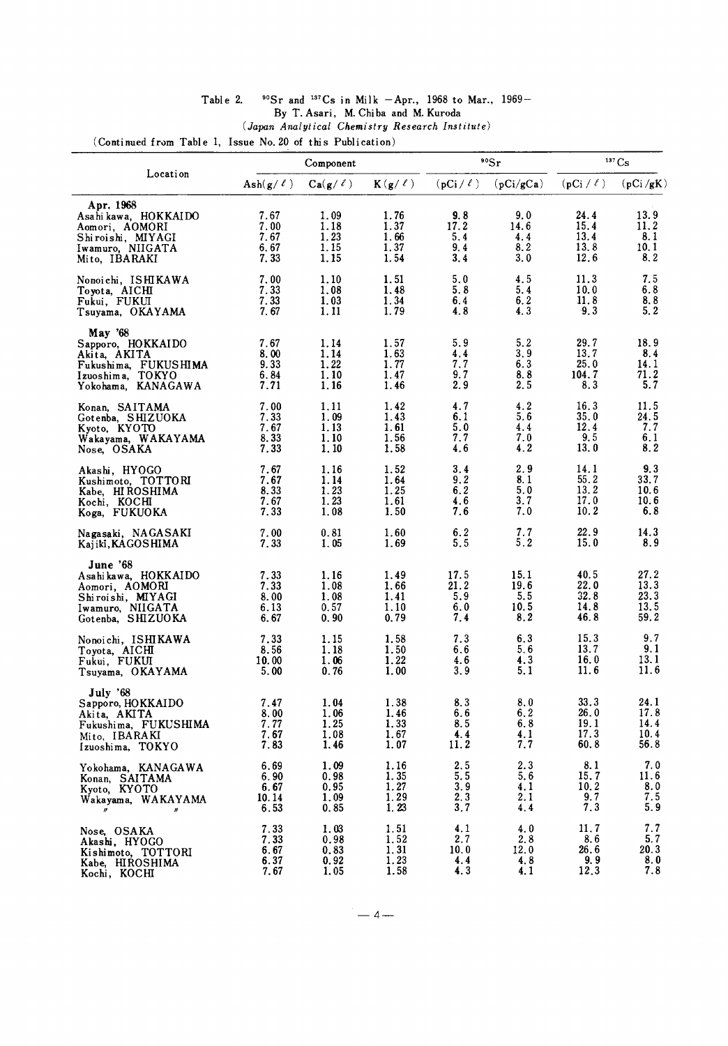Table 2. $^{90}Sr$ and $^{137}Cs$ in Milk —Apr., 1968 to Mar., 1969—

By T. Asari, M. Chiba and M. Kuroda

*(Japan Analytical Chemistry Research Institute)*

(Continued from Table 1, Issue No. 20 of this Publication)

| Location | Component | | | $^{90}Sr$ | | $^{137}Cs$ | |
|---|---|---|---|---|---|---|---|
| | Ash(g/ℓ) | Ca(g/ℓ) | K(g/ℓ) | (pCi/ℓ) | (pCi/gCa) | (pCi/ℓ) | (pCi/gK) |
| **Apr. 1968** | | | | | | | |
| Asahikawa, HOKKAIDO | 7.67 | 1.09 | 1.76 | 9.8 | 9.0 | 24.4 | 13.9 |
| Aomori, AOMORI | 7.00 | 1.18 | 1.37 | 17.2 | 14.6 | 15.4 | 11.2 |
| Shiroishi, MIYAGI | 7.67 | 1.23 | 1.66 | 5.4 | 4.4 | 13.4 | 8.1 |
| Iwamuro, NIIGATA | 6.67 | 1.15 | 1.37 | 9.4 | 8.2 | 13.8 | 10.1 |
| Mito, IBARAKI | 7.33 | 1.15 | 1.54 | 3.4 | 3.0 | 12.6 | 8.2 |
| Nonoichi, ISHIKAWA | 7.00 | 1.10 | 1.51 | 5.0 | 4.5 | 11.3 | 7.5 |
| Toyota, AICHI | 7.33 | 1.08 | 1.48 | 5.8 | 5.4 | 10.0 | 6.8 |
| Fukui, FUKUI | 7.33 | 1.03 | 1.34 | 6.4 | 6.2 | 11.8 | 8.8 |
| Tsuyama, OKAYAMA | 7.67 | 1.11 | 1.79 | 4.8 | 4.3 | 9.3 | 5.2 |
| **May '68** | | | | | | | |
| Sapporo, HOKKAIDO | 7.67 | 1.14 | 1.57 | 5.9 | 5.2 | 29.7 | 18.9 |
| Akita, AKITA | 8.00 | 1.14 | 1.63 | 4.4 | 3.9 | 13.7 | 8.4 |
| Fukushima, FUKUSHIMA | 9.33 | 1.22 | 1.77 | 7.7 | 6.3 | 25.0 | 14.1 |
| Izuoshima, TOKYO | 6.84 | 1.10 | 1.47 | 9.7 | 8.8 | 104.7 | 71.2 |
| Yokohama, KANAGAWA | 7.71 | 1.16 | 1.46 | 2.9 | 2.5 | 8.3 | 5.7 |
| Konan, SAITAMA | 7.00 | 1.11 | 1.42 | 4.7 | 4.2 | 16.3 | 11.5 |
| Gotenba, SHIZUOKA | 7.33 | 1.09 | 1.43 | 6.1 | 5.6 | 35.0 | 24.5 |
| Kyoto, KYOTO | 7.67 | 1.13 | 1.61 | 5.0 | 4.4 | 12.4 | 7.7 |
| Wakayama, WAKAYAMA | 8.33 | 1.10 | 1.56 | 7.7 | 7.0 | 9.5 | 6.1 |
| Nose, OSAKA | 7.33 | 1.10 | 1.58 | 4.6 | 4.2 | 13.0 | 8.2 |
| Akashi, HYOGO | 7.67 | 1.16 | 1.52 | 3.4 | 2.9 | 14.1 | 9.3 |
| Kushimoto, TOTTORI | 7.67 | 1.14 | 1.64 | 9.2 | 8.1 | 55.2 | 33.7 |
| Kabe, HIROSHIMA | 8.33 | 1.23 | 1.25 | 6.2 | 5.0 | 13.2 | 10.6 |
| Kochi, KOCHI | 7.67 | 1.23 | 1.61 | 4.6 | 3.7 | 17.0 | 10.6 |
| Koga, FUKUOKA | 7.33 | 1.08 | 1.50 | 7.6 | 7.0 | 10.2 | 6.8 |
| Nagasaki, NAGASAKI | 7.00 | 0.81 | 1.60 | 6.2 | 7.7 | 22.9 | 14.3 |
| Kajiki, KAGOSHIMA | 7.33 | 1.05 | 1.69 | 5.5 | 5.2 | 15.0 | 8.9 |
| **June '68** | | | | | | | |
| Asahikawa, HOKKAIDO | 7.33 | 1.16 | 1.49 | 17.5 | 15.1 | 40.5 | 27.2 |
| Aomori, AOMORI | 7.33 | 1.08 | 1.66 | 21.2 | 19.6 | 22.0 | 13.3 |
| Shiroishi, MIYAGI | 8.00 | 1.08 | 1.41 | 5.9 | 5.5 | 32.8 | 23.3 |
| Iwamuro, NIIGATA | 6.13 | 0.57 | 1.10 | 6.0 | 10.5 | 14.8 | 13.5 |
| Gotenba, SHIZUOKA | 6.67 | 0.90 | 0.79 | 7.4 | 8.2 | 46.8 | 59.2 |
| Nonoichi, ISHIKAWA | 7.33 | 1.15 | 1.58 | 7.3 | 6.3 | 15.3 | 9.7 |
| Toyota, AICHI | 8.56 | 1.18 | 1.50 | 6.6 | 5.6 | 13.7 | 9.1 |
| Fukui, FUKUI | 10.00 | 1.06 | 1.22 | 4.6 | 4.3 | 16.0 | 13.1 |
| Tsuyama, OKAYAMA | 5.00 | 0.76 | 1.00 | 3.9 | 5.1 | 11.6 | 11.6 |
| **July '68** | | | | | | | |
| Sapporo, HOKKAIDO | 7.47 | 1.04 | 1.38 | 8.3 | 8.0 | 33.3 | 24.1 |
| Akita, AKITA | 8.00 | 1.06 | 1.46 | 6.6 | 6.2 | 26.0 | 17.8 |
| Fukushima, FUKUSHIMA | 7.77 | 1.25 | 1.33 | 8.5 | 6.8 | 19.1 | 14.4 |
| Mito, IBARAKI | 7.67 | 1.08 | 1.67 | 4.4 | 4.1 | 17.3 | 10.4 |
| Izuoshima, TOKYO | 7.83 | 1.46 | 1.07 | 11.2 | 7.7 | 60.8 | 56.8 |
| Yokohama, KANAGAWA | 6.69 | 1.09 | 1.16 | 2.5 | 2.3 | 8.1 | 7.0 |
| Konan, SAITAMA | 6.90 | 0.98 | 1.35 | 5.5 | 5.6 | 15.7 | 11.6 |
| Kyoto, KYOTO | 6.67 | 0.95 | 1.27 | 3.9 | 4.1 | 10.2 | 8.0 |
| Wakayama, WAKAYAMA | 10.14 | 1.09 | 1.29 | 2.3 | 2.1 | 9.7 | 7.5 |
| 〃 〃 | 6.53 | 0.85 | 1.23 | 3.7 | 4.4 | 7.3 | 5.9 |
| Nose, OSAKA | 7.33 | 1.03 | 1.51 | 4.1 | 4.0 | 11.7 | 7.7 |
| Akashi, HYOGO | 7.33 | 0.98 | 1.52 | 2.7 | 2.8 | 8.6 | 5.7 |
| Kishimoto, TOTTORI | 6.67 | 0.83 | 1.31 | 10.0 | 12.0 | 26.6 | 20.3 |
| Kabe, HIROSHIMA | 6.37 | 0.92 | 1.23 | 4.4 | 4.8 | 9.9 | 8.0 |
| Kochi, KOCHI | 7.67 | 1.05 | 1.58 | 4.3 | 4.1 | 12.3 | 7.8 |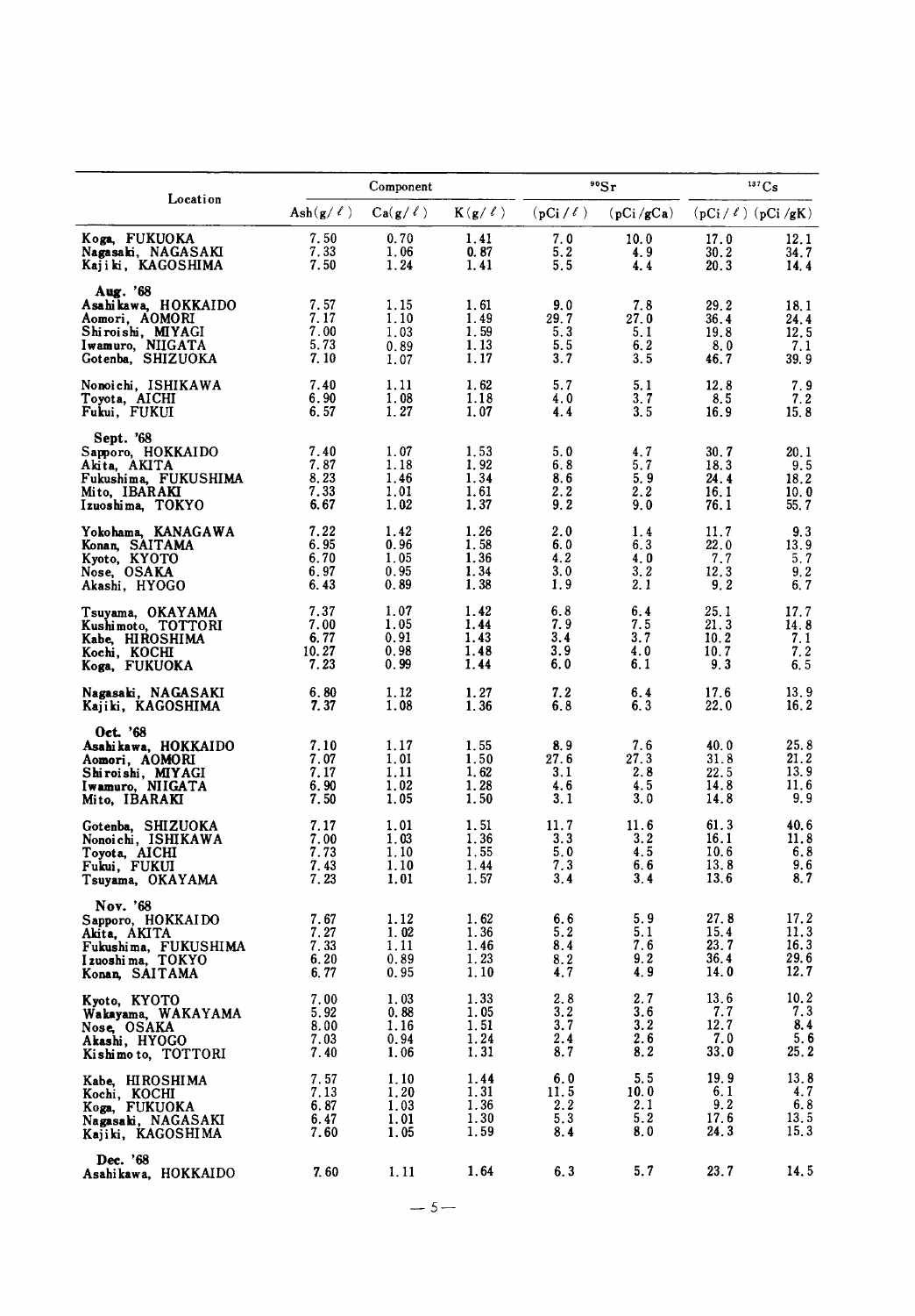| Location | Component | | | $^{90}Sr$ | | $^{137}Cs$ | |
|---|---|---|---|---|---|---|---|
| | Ash(g/ℓ) | Ca(g/ℓ) | K(g/ℓ) | (pCi/ℓ) | (pCi/gCa) | (pCi/ℓ) | (pCi/gK) |
| Koga, FUKUOKA | 7.50 | 0.70 | 1.41 | 7.0 | 10.0 | 17.0 | 12.1 |
| Nagasaki, NAGASAKI | 7.33 | 1.06 | 0.87 | 5.2 | 4.9 | 30.2 | 34.7 |
| Kajiki, KAGOSHIMA | 7.50 | 1.24 | 1.41 | 5.5 | 4.4 | 20.3 | 14.4 |
| **Aug. '68** | | | | | | | |
| Asahikawa, HOKKAIDO | 7.57 | 1.15 | 1.61 | 9.0 | 7.8 | 29.2 | 18.1 |
| Aomori, AOMORI | 7.17 | 1.10 | 1.49 | 29.7 | 27.0 | 36.4 | 24.4 |
| Shiroishi, MIYAGI | 7.00 | 1.03 | 1.59 | 5.3 | 5.1 | 19.8 | 12.5 |
| Iwamuro, NIIGATA | 5.73 | 0.89 | 1.13 | 5.5 | 6.2 | 8.0 | 7.1 |
| Gotenba, SHIZUOKA | 7.10 | 1.07 | 1.17 | 3.7 | 3.5 | 46.7 | 39.9 |
| Nonoichi, ISHIKAWA | 7.40 | 1.11 | 1.62 | 5.7 | 5.1 | 12.8 | 7.9 |
| Toyota, AICHI | 6.90 | 1.08 | 1.18 | 4.0 | 3.7 | 8.5 | 7.2 |
| Fukui, FUKUI | 6.57 | 1.27 | 1.07 | 4.4 | 3.5 | 16.9 | 15.8 |
| **Sept. '68** | | | | | | | |
| Sapporo, HOKKAIDO | 7.40 | 1.07 | 1.53 | 5.0 | 4.7 | 30.7 | 20.1 |
| Akita, AKITA | 7.87 | 1.18 | 1.92 | 6.8 | 5.7 | 18.3 | 9.5 |
| Fukushima, FUKUSHIMA | 8.23 | 1.46 | 1.34 | 8.6 | 5.9 | 24.4 | 18.2 |
| Mito, IBARAKI | 7.33 | 1.01 | 1.61 | 2.2 | 2.2 | 16.1 | 10.0 |
| Izuoshima, TOKYO | 6.67 | 1.02 | 1.37 | 9.2 | 9.0 | 76.1 | 55.7 |
| Yokohama, KANAGAWA | 7.22 | 1.42 | 1.26 | 2.0 | 1.4 | 11.7 | 9.3 |
| Konan, SAITAMA | 6.95 | 0.96 | 1.58 | 6.0 | 6.3 | 22.0 | 13.9 |
| Kyoto, KYOTO | 6.70 | 1.05 | 1.36 | 4.2 | 4.0 | 7.7 | 5.7 |
| Nose, OSAKA | 6.97 | 0.95 | 1.34 | 3.0 | 3.2 | 12.3 | 9.2 |
| Akashi, HYOGO | 6.43 | 0.89 | 1.38 | 1.9 | 2.1 | 9.2 | 6.7 |
| Tsuyama, OKAYAMA | 7.37 | 1.07 | 1.42 | 6.8 | 6.4 | 25.1 | 17.7 |
| Kushimoto, TOTTORI | 7.00 | 1.05 | 1.44 | 7.9 | 7.5 | 21.3 | 14.8 |
| Kabe, HIROSHIMA | 6.77 | 0.91 | 1.43 | 3.4 | 3.7 | 10.2 | 7.1 |
| Kochi, KOCHI | 10.27 | 0.98 | 1.48 | 3.9 | 4.0 | 10.7 | 7.2 |
| Koga, FUKUOKA | 7.23 | 0.99 | 1.44 | 6.0 | 6.1 | 9.3 | 6.5 |
| Nagasaki, NAGASAKI | 6.80 | 1.12 | 1.27 | 7.2 | 6.4 | 17.6 | 13.9 |
| Kajiki, KAGOSHIMA | 7.37 | 1.08 | 1.36 | 6.8 | 6.3 | 22.0 | 16.2 |
| **Oct. '68** | | | | | | | |
| Asahikawa, HOKKAIDO | 7.10 | 1.17 | 1.55 | 8.9 | 7.6 | 40.0 | 25.8 |
| Aomori, AOMORI | 7.07 | 1.01 | 1.50 | 27.6 | 27.3 | 31.8 | 21.2 |
| Shiroishi, MIYAGI | 7.17 | 1.11 | 1.62 | 3.1 | 2.8 | 22.5 | 13.9 |
| Iwamuro, NIIGATA | 6.90 | 1.02 | 1.28 | 4.6 | 4.5 | 14.8 | 11.6 |
| Mito, IBARAKI | 7.50 | 1.05 | 1.50 | 3.1 | 3.0 | 14.8 | 9.9 |
| Gotenba, SHIZUOKA | 7.17 | 1.01 | 1.51 | 11.7 | 11.6 | 61.3 | 40.6 |
| Nonoichi, ISHIKAWA | 7.00 | 1.03 | 1.36 | 3.3 | 3.2 | 16.1 | 11.8 |
| Toyota, AICHI | 7.73 | 1.10 | 1.55 | 5.0 | 4.5 | 10.6 | 6.8 |
| Fukui, FUKUI | 7.43 | 1.10 | 1.44 | 7.3 | 6.6 | 13.8 | 9.6 |
| Tsuyama, OKAYAMA | 7.23 | 1.01 | 1.57 | 3.4 | 3.4 | 13.6 | 8.7 |
| **Nov. '68** | | | | | | | |
| Sapporo, HOKKAIDO | 7.67 | 1.12 | 1.62 | 6.6 | 5.9 | 27.8 | 17.2 |
| Akita, AKITA | 7.27 | 1.02 | 1.36 | 5.2 | 5.1 | 15.4 | 11.3 |
| Fukushima, FUKUSHIMA | 7.33 | 1.11 | 1.46 | 8.4 | 7.6 | 23.7 | 16.3 |
| Izuoshima, TOKYO | 6.20 | 0.89 | 1.23 | 8.2 | 9.2 | 36.4 | 29.6 |
| Konan, SAITAMA | 6.77 | 0.95 | 1.10 | 4.7 | 4.9 | 14.0 | 12.7 |
| Kyoto, KYOTO | 7.00 | 1.03 | 1.33 | 2.8 | 2.7 | 13.6 | 10.2 |
| Wakayama, WAKAYAMA | 5.92 | 0.88 | 1.05 | 3.2 | 3.6 | 7.7 | 7.3 |
| Nose, OSAKA | 8.00 | 1.16 | 1.51 | 3.7 | 3.2 | 12.7 | 8.4 |
| Akashi, HYOGO | 7.03 | 0.94 | 1.24 | 2.4 | 2.6 | 7.0 | 5.6 |
| Kishimoto, TOTTORI | 7.40 | 1.06 | 1.31 | 8.7 | 8.2 | 33.0 | 25.2 |
| Kabe, HIROSHIMA | 7.57 | 1.10 | 1.44 | 6.0 | 5.5 | 19.9 | 13.8 |
| Kochi, KOCHI | 7.13 | 1.20 | 1.31 | 11.5 | 10.0 | 6.1 | 4.7 |
| Koga, FUKUOKA | 6.87 | 1.03 | 1.36 | 2.2 | 2.1 | 9.2 | 6.8 |
| Nagasaki, NAGASAKI | 6.47 | 1.01 | 1.30 | 5.3 | 5.2 | 17.6 | 13.5 |
| Kajiki, KAGOSHIMA | 7.60 | 1.05 | 1.59 | 8.4 | 8.0 | 24.3 | 15.3 |
| **Dec. '68** | | | | | | | |
| Asahikawa, HOKKAIDO | 7.60 | 1.11 | 1.64 | 6.3 | 5.7 | 23.7 | 14.5 |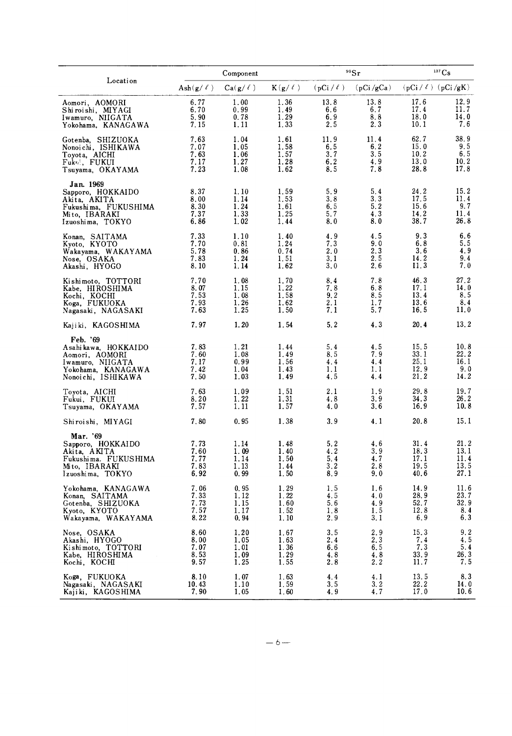| Location | Component | | | $^{90}Sr$ | | $^{137}Cs$ | |
|---|---|---|---|---|---|---|---|
| | Ash(g/ℓ) | Ca(g/ℓ) | K(g/ℓ) | (pCi/ℓ) | (pCi/gCa) | (pCi/ℓ) | (pCi/gK) |
| Aomori, AOMORI | 6.77 | 1.00 | 1.36 | 13.8 | 13.8 | 17.6 | 12.9 |
| Shiroishi, MIYAGI | 6.70 | 0.99 | 1.49 | 6.6 | 6.7 | 17.4 | 11.7 |
| Iwamuro, NIIGATA | 5.90 | 0.78 | 1.29 | 6.9 | 8.8 | 18.0 | 14.0 |
| Yokohama, KANAGAWA | 7.15 | 1.11 | 1.33 | 2.5 | 2.3 | 10.1 | 7.6 |
| Gotenba, SHIZUOKA | 7.63 | 1.04 | 1.61 | 11.9 | 11.4 | 62.7 | 38.9 |
| Nonoichi, ISHIKAWA | 7.07 | 1.05 | 1.58 | 6.5 | 6.2 | 15.0 | 9.5 |
| Toyota, AICHI | 7.63 | 1.06 | 1.57 | 3.7 | 3.5 | 10.2 | 6.5 |
| Fukui, FUKUI | 7.17 | 1.27 | 1.28 | 6.2 | 4.9 | 13.0 | 10.2 |
| Tsuyama, OKAYAMA | 7.23 | 1.08 | 1.62 | 8.5 | 7.8 | 28.8 | 17.8 |
| **Jan. 1969** | | | | | | | |
| Sapporo, HOKKAIDO | 8.37 | 1.10 | 1.59 | 5.9 | 5.4 | 24.2 | 15.2 |
| Akita, AKITA | 8.00 | 1.14 | 1.53 | 3.8 | 3.3 | 17.5 | 11.4 |
| Fukushima, FUKUSHIMA | 8.30 | 1.24 | 1.61 | 6.5 | 5.2 | 15.6 | 9.7 |
| Mito, IBARAKI | 7.37 | 1.33 | 1.25 | 5.7 | 4.3 | 14.2 | 11.4 |
| Izuoshima, TOKYO | 6.86 | 1.02 | 1.44 | 8.0 | 8.0 | 38.7 | 26.8 |
| Konan, SAITAMA | 7.33 | 1.10 | 1.40 | 4.9 | 4.5 | 9.3 | 6.6 |
| Kyoto, KYOTO | 7.70 | 0.81 | 1.24 | 7.3 | 9.0 | 6.8 | 5.5 |
| Wakayama, WAKAYAMA | 5.78 | 0.86 | 0.74 | 2.0 | 2.3 | 3.6 | 4.9 |
| Nose, OSAKA | 7.83 | 1.24 | 1.51 | 3.1 | 2.5 | 14.2 | 9.4 |
| Akashi, HYOGO | 8.10 | 1.14 | 1.62 | 3.0 | 2.6 | 11.3 | 7.0 |
| Kishimoto, TOTTORI | 7.70 | 1.08 | 1.70 | 8.4 | 7.8 | 46.3 | 27.2 |
| Kabe, HIROSHIMA | 8.07 | 1.15 | 1.22 | 7.8 | 6.8 | 17.1 | 14.0 |
| Kochi, KOCHI | 7.53 | 1.08 | 1.58 | 9.2 | 8.5 | 13.4 | 8.5 |
| Koga, FUKUOKA | 7.93 | 1.26 | 1.62 | 2.1 | 1.7 | 13.6 | 8.4 |
| Nagasaki, NAGASAKI | 7.63 | 1.25 | 1.50 | 7.1 | 5.7 | 16.5 | 11.0 |
| Kajiki, KAGOSHIMA | 7.97 | 1.20 | 1.54 | 5.2 | 4.3 | 20.4 | 13.2 |
| **Feb. '69** | | | | | | | |
| Asahikawa, HOKKAIDO | 7.83 | 1.21 | 1.44 | 5.4 | 4.5 | 15.5 | 10.8 |
| Aomori, AOMORI | 7.60 | 1.08 | 1.49 | 8.5 | 7.9 | 33.1 | 22.2 |
| Iwamuro, NIIGATA | 7.17 | 0.99 | 1.56 | 4.4 | 4.4 | 25.1 | 16.1 |
| Yokohama, KANAGAWA | 7.42 | 1.04 | 1.43 | 1.1 | 1.1 | 12.9 | 9.0 |
| Nonoichi, ISHIKAWA | 7.50 | 1.03 | 1.49 | 4.5 | 4.4 | 21.2 | 14.2 |
| Toyota, AICHI | 7.63 | 1.09 | 1.51 | 2.1 | 1.9 | 29.8 | 19.7 |
| Fukui, FUKUI | 8.20 | 1.22 | 1.31 | 4.8 | 3.9 | 34.3 | 26.2 |
| Tsuyama, OKAYAMA | 7.57 | 1.11 | 1.57 | 4.0 | 3.6 | 16.9 | 10.8 |
| Shiroishi, MIYAGI | 7.80 | 0.95 | 1.38 | 3.9 | 4.1 | 20.8 | 15.1 |
| **Mar. '69** | | | | | | | |
| Sapporo, HOKKAIDO | 7.73 | 1.14 | 1.48 | 5.2 | 4.6 | 31.4 | 21.2 |
| Akita, AKITA | 7.60 | 1.09 | 1.40 | 4.2 | 3.9 | 18.3 | 13.1 |
| Fukushima, FUKUSHIMA | 7.77 | 1.14 | 1.50 | 5.4 | 4.7 | 17.1 | 11.4 |
| Mito, IBARAKI | 7.83 | 1.13 | 1.44 | 3.2 | 2.8 | 19.5 | 13.5 |
| Izuoshima, TOKYO | 6.92 | 0.99 | 1.50 | 8.9 | 9.0 | 40.6 | 27.1 |
| Yokohama, KANAGAWA | 7.06 | 0.95 | 1.29 | 1.5 | 1.6 | 14.9 | 11.6 |
| Konan, SAITAMA | 7.33 | 1.12 | 1.22 | 4.5 | 4.0 | 28.9 | 23.7 |
| Gotenba, SHIZUOKA | 7.73 | 1.15 | 1.60 | 5.6 | 4.9 | 52.7 | 32.9 |
| Kyoto, KYOTO | 7.57 | 1.17 | 1.52 | 1.8 | 1.5 | 12.8 | 8.4 |
| Wakayama, WAKAYAMA | 8.22 | 0.94 | 1.10 | 2.9 | 3.1 | 6.9 | 6.3 |
| Nose, OSAKA | 8.60 | 1.20 | 1.67 | 3.5 | 2.9 | 15.3 | 9.2 |
| Akashi, HYOGO | 8.00 | 1.05 | 1.63 | 2.4 | 2.3 | 7.4 | 4.5 |
| Kishimoto, TOTTORI | 7.07 | 1.01 | 1.36 | 6.6 | 6.5 | 7.3 | 5.4 |
| Kabe, HIROSHIMA | 8.53 | 1.09 | 1.29 | 4.8 | 4.8 | 33.9 | 26.3 |
| Kochi, KOCHI | 9.57 | 1.25 | 1.55 | 2.8 | 2.2 | 11.7 | 7.5 |
| Koga, FUKUOKA | 8.10 | 1.07 | 1.63 | 4.4 | 4.1 | 13.5 | 8.3 |
| Nagasaki, NAGASAKI | 10.43 | 1.10 | 1.59 | 3.5 | 3.2 | 22.2 | 14.0 |
| Kajiki, KAGOSHIMA | 7.90 | 1.05 | 1.60 | 4.9 | 4.7 | 17.0 | 10.6 |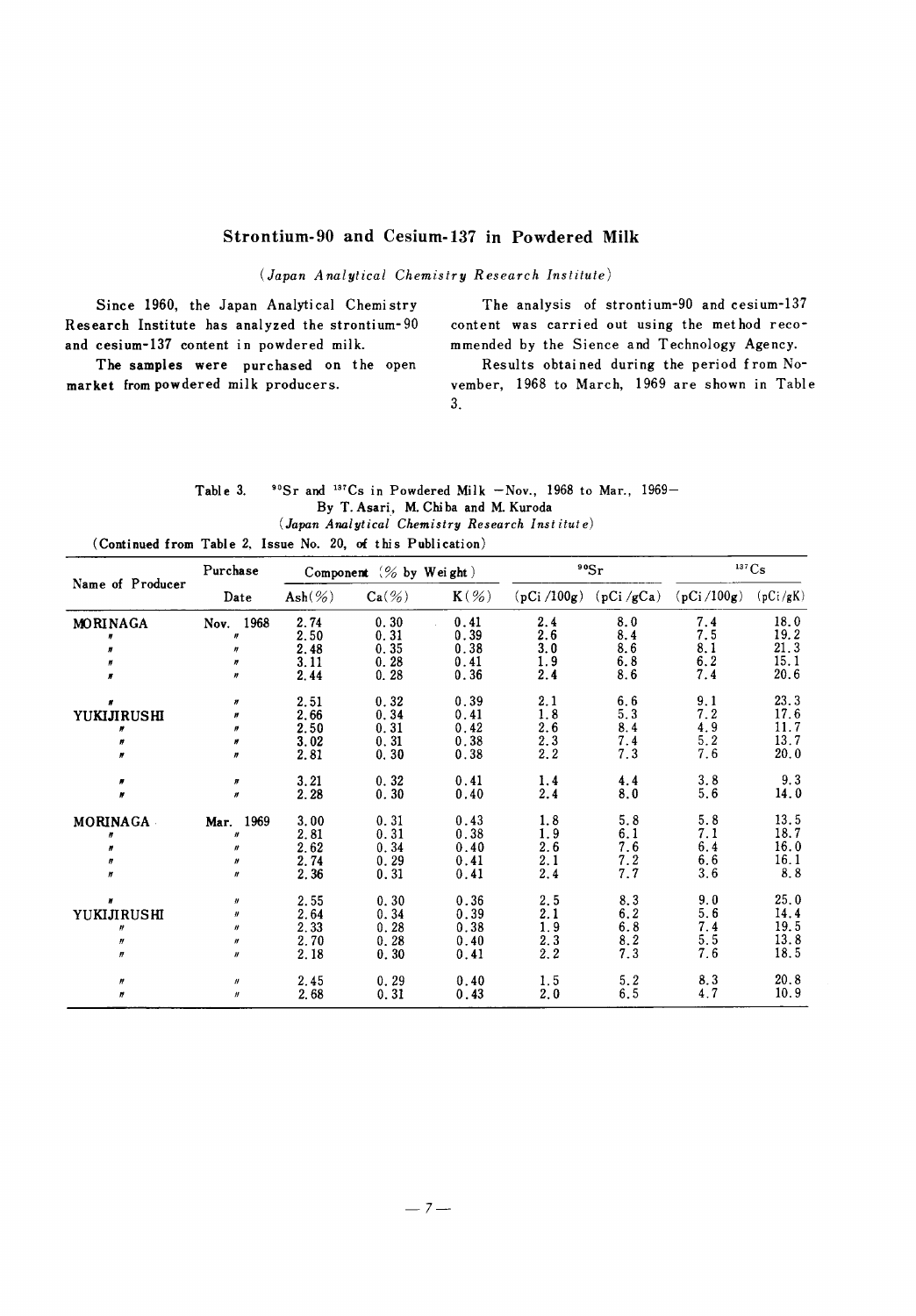## Strontium-90 and Cesium-137 in Powdered Milk

*(Japan Analytical Chemistry Research Institute)*

Since 1960, the Japan Analytical Chemistry Research Institute has analyzed the strontium-90 and cesium-137 content in powdered milk.

The samples were purchased on the open market from powdered milk producers.

The analysis of strontium-90 and cesium-137 content was carried out using the method recommended by the Sience and Technology Agency.

Results obtained during the period from November, 1968 to March, 1969 are shown in Table 3.

Table 3. $^{90}Sr$ and $^{137}Cs$ in Powdered Milk —Nov., 1968 to Mar., 1969—
By T. Asari, M. Chiba and M. Kuroda
*(Japan Analytical Chemistry Research Institute)*

(Continued from Table 2, Issue No. 20, of this Publication)

| Name of Producer | Purchase Date | Component (% by Weight) | | | $^{90}Sr$ | | $^{137}Cs$ | |
|---|---|---|---|---|---|---|---|---|
| | | Ash(%) | Ca(%) | K(%) | (pCi/100g) | (pCi/gCa) | (pCi/100g) | (pCi/gK) |
| MORINAGA | Nov. 1968 | 2.74 | 0.30 | 0.41 | 2.4 | 8.0 | 7.4 | 18.0 |
| 〃 | 〃 | 2.50 | 0.31 | 0.39 | 2.6 | 8.4 | 7.5 | 19.2 |
| 〃 | 〃 | 2.48 | 0.35 | 0.38 | 3.0 | 8.6 | 8.1 | 21.3 |
| 〃 | 〃 | 3.11 | 0.28 | 0.41 | 1.9 | 6.8 | 6.2 | 15.1 |
| 〃 | 〃 | 2.44 | 0.28 | 0.36 | 2.4 | 8.6 | 7.4 | 20.6 |
| 〃 | 〃 | 2.51 | 0.32 | 0.39 | 2.1 | 6.6 | 9.1 | 23.3 |
| YUKIJIRUSHI | 〃 | 2.66 | 0.34 | 0.41 | 1.8 | 5.3 | 7.2 | 17.6 |
| 〃 | 〃 | 2.50 | 0.31 | 0.42 | 2.6 | 8.4 | 4.9 | 11.7 |
| 〃 | 〃 | 3.02 | 0.31 | 0.38 | 2.3 | 7.4 | 5.2 | 13.7 |
| 〃 | 〃 | 2.81 | 0.30 | 0.38 | 2.2 | 7.3 | 7.6 | 20.0 |
| 〃 | 〃 | 3.21 | 0.32 | 0.41 | 1.4 | 4.4 | 3.8 | 9.3 |
| 〃 | 〃 | 2.28 | 0.30 | 0.40 | 2.4 | 8.0 | 5.6 | 14.0 |
| MORINAGA | Mar. 1969 | 3.00 | 0.31 | 0.43 | 1.8 | 5.8 | 5.8 | 13.5 |
| 〃 | 〃 | 2.81 | 0.31 | 0.38 | 1.9 | 6.1 | 7.1 | 18.7 |
| 〃 | 〃 | 2.62 | 0.34 | 0.40 | 2.6 | 7.6 | 6.4 | 16.0 |
| 〃 | 〃 | 2.74 | 0.29 | 0.41 | 2.1 | 7.2 | 6.6 | 16.1 |
| 〃 | 〃 | 2.36 | 0.31 | 0.41 | 2.4 | 7.7 | 3.6 | 8.8 |
| 〃 | 〃 | 2.55 | 0.30 | 0.36 | 2.5 | 8.3 | 9.0 | 25.0 |
| YUKIJIRUSHI | 〃 | 2.64 | 0.34 | 0.39 | 2.1 | 6.2 | 5.6 | 14.4 |
| 〃 | 〃 | 2.33 | 0.28 | 0.38 | 1.9 | 6.8 | 7.4 | 19.5 |
| 〃 | 〃 | 2.70 | 0.28 | 0.40 | 2.3 | 8.2 | 5.5 | 13.8 |
| 〃 | 〃 | 2.18 | 0.30 | 0.41 | 2.2 | 7.3 | 7.6 | 18.5 |
| 〃 | 〃 | 2.45 | 0.29 | 0.40 | 1.5 | 5.2 | 8.3 | 20.8 |
| 〃 | 〃 | 2.68 | 0.31 | 0.43 | 2.0 | 6.5 | 4.7 | 10.9 |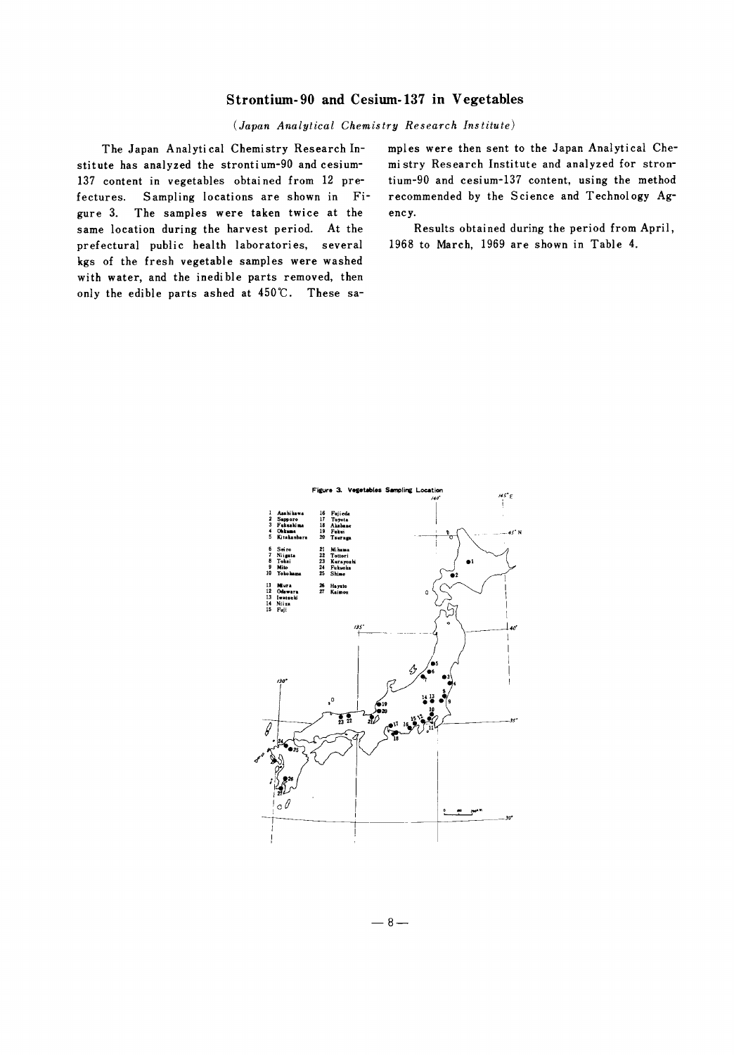## Strontium-90 and Cesium-137 in Vegetables

*(Japan Analytical Chemistry Research Institute)*

The Japan Analytical Chemistry Research Institute has analyzed the strontium-90 and cesium-137 content in vegetables obtained from 12 prefectures. Sampling locations are shown in Figure 3. The samples were taken twice at the same location during the harvest period. At the prefectural public health laboratories, several kgs of the fresh vegetable samples were washed with water, and the inedible parts removed, then only the edible parts ashed at 450℃. These samples were then sent to the Japan Analytical Chemistry Research Institute and analyzed for strontium-90 and cesium-137 content, using the method recommended by the Science and Technology Agency.

Results obtained during the period from April, 1968 to March, 1969 are shown in Table 4.

**Figure 3. Vegetables Sampling Location**

1 Asahikawa
2 Sapporo
3 Fukushima
4 Ohkuma
5 Kitakanbara
6 Seiro
7 Niigata
8 Tokai
9 Mito
10 Yokohama
11 Miura
12 Odawara
13 Iwatsuki
14 Niiza
15 Fuji
16 Fujieda
17 Toyota
18 Akabane
19 Fukui
20 Tsuruga
21 Mihama
22 Tottori
23 Kurayoshi
24 Fukuoka
25 Shime
26 Hayato
27 Kaimon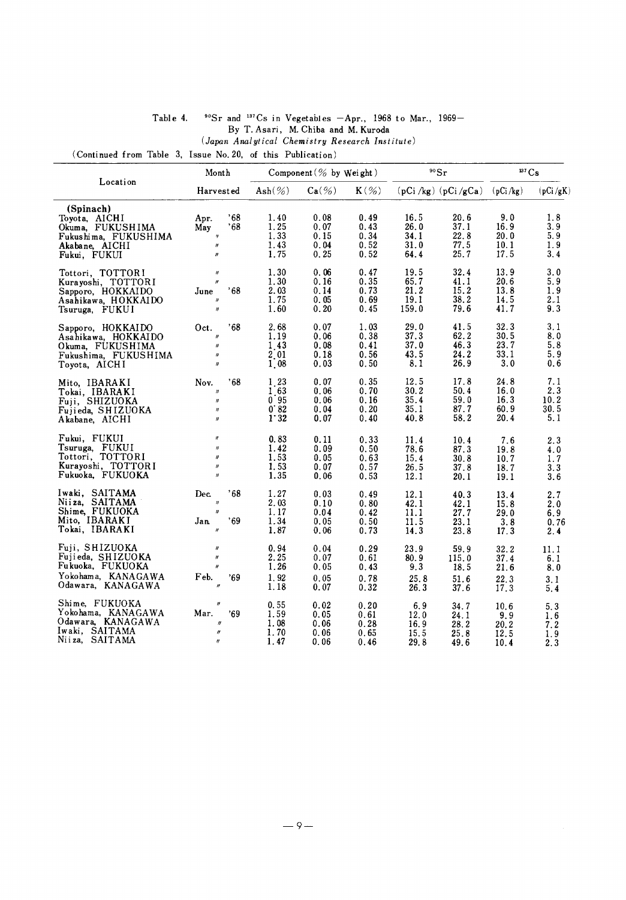Table 4. $^{90}Sr$ and $^{137}Cs$ in Vegetables —Apr., 1968 to Mar., 1969—
By T. Asari, M. Chiba and M. Kuroda
*(Japan Analytical Chemistry Research Institute)*

(Continued from Table 3, Issue No. 20, of this Publication)

| Location | Month | Component (% by Weight) | | | $^{90}Sr$ | | $^{137}Cs$ | |
|---|---|---|---|---|---|---|---|---|
| | Harvested | Ash(%) | Ca(%) | K(%) | (pCi/kg) | (pCi/gCa) | (pCi/kg) | (pCi/gK) |
| **(Spinach)** | | | | | | | | |
| Toyota, AICHI | Apr. '68 | 1.40 | 0.08 | 0.49 | 16.5 | 20.6 | 9.0 | 1.8 |
| Okuma, FUKUSHIMA | May '68 | 1.25 | 0.07 | 0.43 | 26.0 | 37.1 | 16.9 | 3.9 |
| Fukushima, FUKUSHIMA | 〃 | 1.33 | 0.15 | 0.34 | 34.1 | 22.8 | 20.0 | 5.9 |
| Akabane, AICHI | 〃 | 1.43 | 0.04 | 0.52 | 31.0 | 77.5 | 10.1 | 1.9 |
| Fukui, FUKUI | 〃 | 1.75 | 0.25 | 0.52 | 64.4 | 25.7 | 17.5 | 3.4 |
| Tottori, TOTTORI | 〃 | 1.30 | 0.06 | 0.47 | 19.5 | 32.4 | 13.9 | 3.0 |
| Kurayoshi, TOTTORI | 〃 | 1.30 | 0.16 | 0.35 | 65.7 | 41.1 | 20.6 | 5.9 |
| Sapporo, HOKKAIDO | June '68 | 2.03 | 0.14 | 0.73 | 21.2 | 15.2 | 13.8 | 1.9 |
| Asahikawa, HOKKAIDO | 〃 | 1.75 | 0.05 | 0.69 | 19.1 | 38.2 | 14.5 | 2.1 |
| Tsuruga, FUKUI | 〃 | 1.60 | 0.20 | 0.45 | 159.0 | 79.6 | 41.7 | 9.3 |
| Sapporo, HOKKAIDO | Oct. '68 | 2.68 | 0.07 | 1.03 | 29.0 | 41.5 | 32.3 | 3.1 |
| Asahikawa, HOKKAIDO | 〃 | 1.19 | 0.06 | 0.38 | 37.3 | 62.2 | 30.5 | 8.0 |
| Okuma, FUKUSHIMA | 〃 | 1.43 | 0.08 | 0.41 | 37.0 | 46.3 | 23.7 | 5.8 |
| Fukushima, FUKUSHIMA | 〃 | 2.01 | 0.18 | 0.56 | 43.5 | 24.2 | 33.1 | 5.9 |
| Toyota, AICHI | 〃 | 1.08 | 0.03 | 0.50 | 8.1 | 26.9 | 3.0 | 0.6 |
| Mito, IBARAKI | Nov. '68 | 1.23 | 0.07 | 0.35 | 12.5 | 17.8 | 24.8 | 7.1 |
| Tokai, IBARAKI | 〃 | 1.63 | 0.06 | 0.70 | 30.2 | 50.4 | 16.0 | 2.3 |
| Fuji, SHIZUOKA | 〃 | 0.95 | 0.06 | 0.16 | 35.4 | 59.0 | 16.3 | 10.2 |
| Fujieda, SHIZUOKA | 〃 | 0.82 | 0.04 | 0.20 | 35.1 | 87.7 | 60.9 | 30.5 |
| Akabane, AICHI | 〃 | 1.32 | 0.07 | 0.40 | 40.8 | 58.2 | 20.4 | 5.1 |
| Fukui, FUKUI | 〃 | 0.83 | 0.11 | 0.33 | 11.4 | 10.4 | 7.6 | 2.3 |
| Tsuruga, FUKUI | 〃 | 1.42 | 0.09 | 0.50 | 78.6 | 87.3 | 19.8 | 4.0 |
| Tottori, TOTTORI | 〃 | 1.53 | 0.05 | 0.63 | 15.4 | 30.8 | 10.7 | 1.7 |
| Kurayoshi, TOTTORI | 〃 | 1.53 | 0.07 | 0.57 | 26.5 | 37.8 | 18.7 | 3.3 |
| Fukuoka, FUKUOKA | 〃 | 1.35 | 0.06 | 0.53 | 12.1 | 20.1 | 19.1 | 3.6 |
| Iwaki, SAITAMA | Dec. '68 | 1.27 | 0.03 | 0.49 | 12.1 | 40.3 | 13.4 | 2.7 |
| Niiza, SAITAMA | 〃 | 2.03 | 0.10 | 0.80 | 42.1 | 42.1 | 15.8 | 2.0 |
| Shime, FUKUOKA | 〃 | 1.17 | 0.04 | 0.42 | 11.1 | 27.7 | 29.0 | 6.9 |
| Mito, IBARAKI | Jan. '69 | 1.34 | 0.05 | 0.50 | 11.5 | 23.1 | 3.8 | 0.76 |
| Tokai, IBARAKI | 〃 | 1.87 | 0.06 | 0.73 | 14.3 | 23.8 | 17.3 | 2.4 |
| Fuji, SHIZUOKA | 〃 | 0.94 | 0.04 | 0.29 | 23.9 | 59.9 | 32.2 | 11.1 |
| Fujieda, SHIZUOKA | 〃 | 2.25 | 0.07 | 0.61 | 80.9 | 115.0 | 37.4 | 6.1 |
| Fukuoka, FUKUOKA | 〃 | 1.26 | 0.05 | 0.43 | 9.3 | 18.5 | 21.6 | 8.0 |
| Yokohama, KANAGAWA | Feb. '69 | 1.92 | 0.05 | 0.78 | 25.8 | 51.6 | 22.3 | 3.1 |
| Odawara, KANAGAWA | 〃 | 1.18 | 0.07 | 0.32 | 26.3 | 37.6 | 17.3 | 5.4 |
| Shime, FUKUOKA | 〃 | 0.55 | 0.02 | 0.20 | 6.9 | 34.7 | 10.6 | 5.3 |
| Yokohama, KANAGAWA | Mar. '69 | 1.59 | 0.05 | 0.61 | 12.0 | 24.1 | 9.9 | 1.6 |
| Odawara, KANAGAWA | 〃 | 1.08 | 0.06 | 0.28 | 16.9 | 28.2 | 20.2 | 7.2 |
| Iwaki, SAITAMA | 〃 | 1.70 | 0.06 | 0.65 | 15.5 | 25.8 | 12.5 | 1.9 |
| Niiza, SAITAMA | 〃 | 1.47 | 0.06 | 0.46 | 29.8 | 49.6 | 10.4 | 2.3 |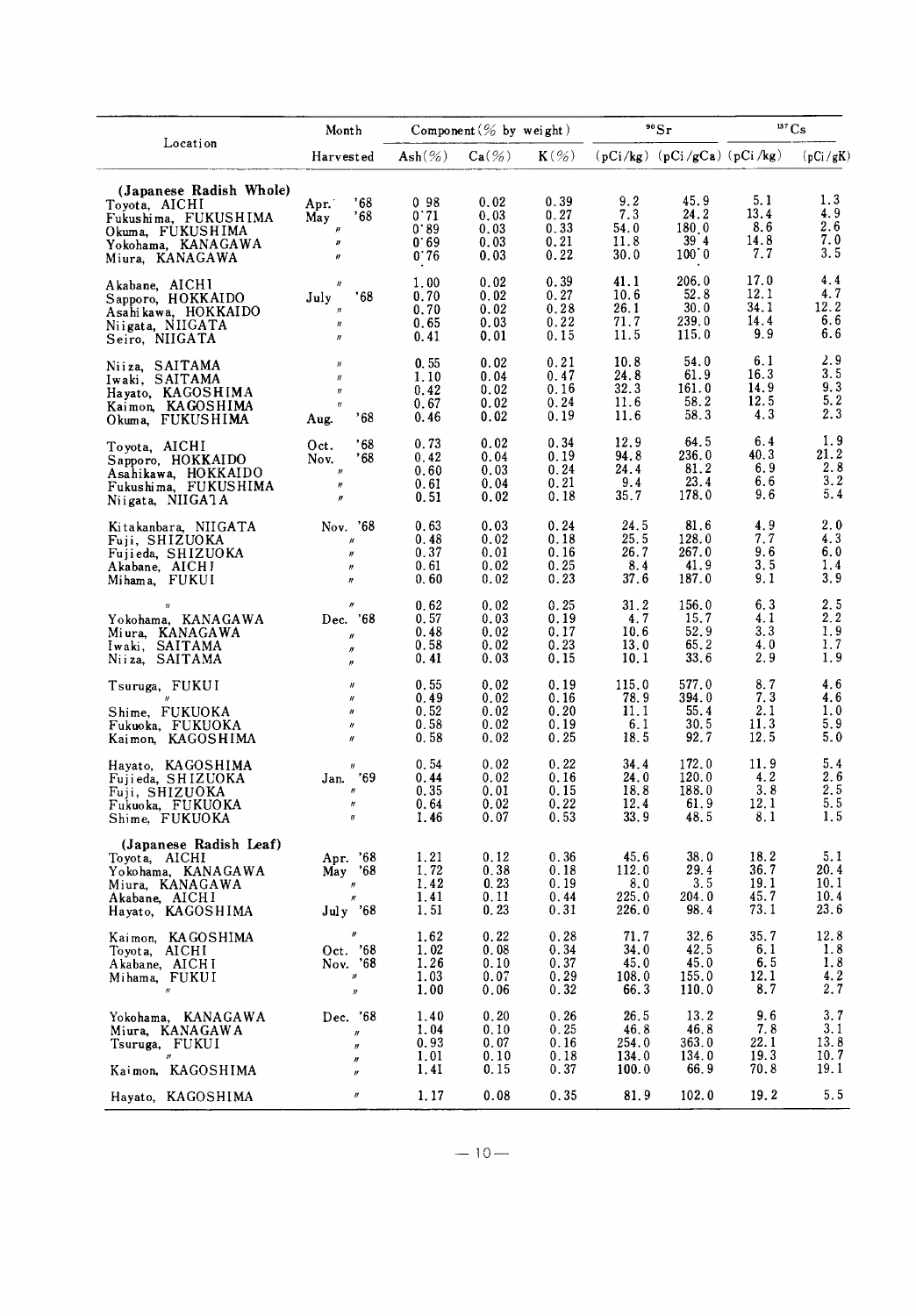| Location | Month Harvested | Component (% by weight) | | | $^{90}Sr$ | | $^{137}Cs$ | |
|---|---|---|---|---|---|---|---|---|
| | | Ash(%) | Ca(%) | K(%) | (pCi/kg) | (pCi/gCa) | (pCi/kg) | (pCi/gK) |
| **(Japanese Radish Whole)** | | | | | | | | |
| Toyota, AICHI | Apr. '68 | 0.98 | 0.02 | 0.39 | 9.2 | 45.9 | 5.1 | 1.3 |
| Fukushima, FUKUSHIMA | May '68 | 0.71 | 0.03 | 0.27 | 7.3 | 24.2 | 13.4 | 4.9 |
| Okuma, FUKUSHIMA | 〃 | 0.89 | 0.03 | 0.33 | 54.0 | 180.0 | 8.6 | 2.6 |
| Yokohama, KANAGAWA | 〃 | 0.69 | 0.03 | 0.21 | 11.8 | 39.4 | 14.8 | 7.0 |
| Miura, KANAGAWA | 〃 | 0.76 | 0.03 | 0.22 | 30.0 | 100.0 | 7.7 | 3.5 |
| Akabane, AICHI | 〃 | 1.00 | 0.02 | 0.39 | 41.1 | 206.0 | 17.0 | 4.4 |
| Sapporo, HOKKAIDO | July '68 | 0.70 | 0.02 | 0.27 | 10.6 | 52.8 | 12.1 | 4.7 |
| Asahikawa, HOKKAIDO | 〃 | 0.70 | 0.02 | 0.28 | 26.1 | 30.0 | 34.1 | 12.2 |
| Niigata, NIIGATA | 〃 | 0.65 | 0.03 | 0.22 | 71.7 | 239.0 | 14.4 | 6.6 |
| Seiro, NIIGATA | 〃 | 0.41 | 0.01 | 0.15 | 11.5 | 115.0 | 9.9 | 6.6 |
| Niiza, SAITAMA | 〃 | 0.55 | 0.02 | 0.21 | 10.8 | 54.0 | 6.1 | 2.9 |
| Iwaki, SAITAMA | 〃 | 1.10 | 0.04 | 0.47 | 24.8 | 61.9 | 16.3 | 3.5 |
| Hayato, KAGOSHIMA | 〃 | 0.42 | 0.02 | 0.16 | 32.3 | 161.0 | 14.9 | 9.3 |
| Kaimon, KAGOSHIMA | 〃 | 0.67 | 0.02 | 0.24 | 11.6 | 58.2 | 12.5 | 5.2 |
| Okuma, FUKUSHIMA | Aug. '68 | 0.46 | 0.02 | 0.19 | 11.6 | 58.3 | 4.3 | 2.3 |
| Toyota, AICHI | Oct. '68 | 0.73 | 0.02 | 0.34 | 12.9 | 64.5 | 6.4 | 1.9 |
| Sapporo, HOKKAIDO | Nov. '68 | 0.42 | 0.04 | 0.19 | 94.8 | 236.0 | 40.3 | 21.2 |
| Asahikawa, HOKKAIDO | 〃 | 0.60 | 0.03 | 0.24 | 24.4 | 81.2 | 6.9 | 2.8 |
| Fukushima, FUKUSHIMA | 〃 | 0.61 | 0.04 | 0.21 | 9.4 | 23.4 | 6.6 | 3.2 |
| Niigata, NIIGATA | 〃 | 0.51 | 0.02 | 0.18 | 35.7 | 178.0 | 9.6 | 5.4 |
| Kitakanbara, NIIGATA | Nov. '68 | 0.63 | 0.03 | 0.24 | 24.5 | 81.6 | 4.9 | 2.0 |
| Fuji, SHIZUOKA | 〃 | 0.48 | 0.02 | 0.18 | 25.5 | 128.0 | 7.7 | 4.3 |
| Fujieda, SHIZUOKA | 〃 | 0.37 | 0.01 | 0.16 | 26.7 | 267.0 | 9.6 | 6.0 |
| Akabane, AICHI | 〃 | 0.61 | 0.02 | 0.25 | 8.4 | 41.9 | 3.5 | 1.4 |
| Mihama, FUKUI | 〃 | 0.60 | 0.02 | 0.23 | 37.6 | 187.0 | 9.1 | 3.9 |
| 〃 | 〃 | 0.62 | 0.02 | 0.25 | 31.2 | 156.0 | 6.3 | 2.5 |
| Yokohama, KANAGAWA | Dec. '68 | 0.57 | 0.03 | 0.19 | 4.7 | 15.7 | 4.1 | 2.2 |
| Miura, KANAGAWA | 〃 | 0.48 | 0.02 | 0.17 | 10.6 | 52.9 | 3.3 | 1.9 |
| Iwaki, SAITAMA | 〃 | 0.58 | 0.02 | 0.23 | 13.0 | 65.2 | 4.0 | 1.7 |
| Niiza, SAITAMA | 〃 | 0.41 | 0.03 | 0.15 | 10.1 | 33.6 | 2.9 | 1.9 |
| Tsuruga, FUKUI | 〃 | 0.55 | 0.02 | 0.19 | 115.0 | 577.0 | 8.7 | 4.6 |
| 〃 | 〃 | 0.49 | 0.02 | 0.16 | 78.9 | 394.0 | 7.3 | 4.6 |
| Shime, FUKUOKA | 〃 | 0.52 | 0.02 | 0.20 | 11.1 | 55.4 | 2.1 | 1.0 |
| Fukuoka, FUKUOKA | 〃 | 0.58 | 0.02 | 0.19 | 6.1 | 30.5 | 11.3 | 5.9 |
| Kaimon, KAGOSHIMA | 〃 | 0.58 | 0.02 | 0.25 | 18.5 | 92.7 | 12.5 | 5.0 |
| Hayato, KAGOSHIMA | 〃 | 0.54 | 0.02 | 0.22 | 34.4 | 172.0 | 11.9 | 5.4 |
| Fujieda, SHIZUOKA | Jan. '69 | 0.44 | 0.02 | 0.16 | 24.0 | 120.0 | 4.2 | 2.6 |
| Fuji, SHIZUOKA | 〃 | 0.35 | 0.01 | 0.15 | 18.8 | 188.0 | 3.8 | 2.5 |
| Fukuoka, FUKUOKA | 〃 | 0.64 | 0.02 | 0.22 | 12.4 | 61.9 | 12.1 | 5.5 |
| Shime, FUKUOKA | 〃 | 1.46 | 0.07 | 0.53 | 33.9 | 48.5 | 8.1 | 1.5 |
| **(Japanese Radish Leaf)** | | | | | | | | |
| Toyota, AICHI | Apr. '68 | 1.21 | 0.12 | 0.36 | 45.6 | 38.0 | 18.2 | 5.1 |
| Yokohama, KANAGAWA | May '68 | 1.72 | 0.38 | 0.18 | 112.0 | 29.4 | 36.7 | 20.4 |
| Miura, KANAGAWA | 〃 | 1.42 | 0.23 | 0.19 | 8.0 | 3.5 | 19.1 | 10.1 |
| Akabane, AICHI | 〃 | 1.41 | 0.11 | 0.44 | 225.0 | 204.0 | 45.7 | 10.4 |
| Hayato, KAGOSHIMA | July '68 | 1.51 | 0.23 | 0.31 | 226.0 | 98.4 | 73.1 | 23.6 |
| Kaimon, KAGOSHIMA | 〃 | 1.62 | 0.22 | 0.28 | 71.7 | 32.6 | 35.7 | 12.8 |
| Toyota, AICHI | Oct. '68 | 1.02 | 0.08 | 0.34 | 34.0 | 42.5 | 6.1 | 1.8 |
| Akabane, AICHI | Nov. '68 | 1.26 | 0.10 | 0.37 | 45.0 | 45.0 | 6.5 | 1.8 |
| Mihama, FUKUI | 〃 | 1.03 | 0.07 | 0.29 | 108.0 | 155.0 | 12.1 | 4.2 |
| 〃 | 〃 | 1.00 | 0.06 | 0.32 | 66.3 | 110.0 | 8.7 | 2.7 |
| Yokohama, KANAGAWA | Dec. '68 | 1.40 | 0.20 | 0.26 | 26.5 | 13.2 | 9.6 | 3.7 |
| Miura, KANAGAWA | 〃 | 1.04 | 0.10 | 0.25 | 46.8 | 46.8 | 7.8 | 3.1 |
| Tsuruga, FUKUI | 〃 | 0.93 | 0.07 | 0.16 | 254.0 | 363.0 | 22.1 | 13.8 |
| 〃 | 〃 | 1.01 | 0.10 | 0.18 | 134.0 | 134.0 | 19.3 | 10.7 |
| Kaimon, KAGOSHIMA | 〃 | 1.41 | 0.15 | 0.37 | 100.0 | 66.9 | 70.8 | 19.1 |
| Hayato, KAGOSHIMA | 〃 | 1.17 | 0.08 | 0.35 | 81.9 | 102.0 | 19.2 | 5.5 |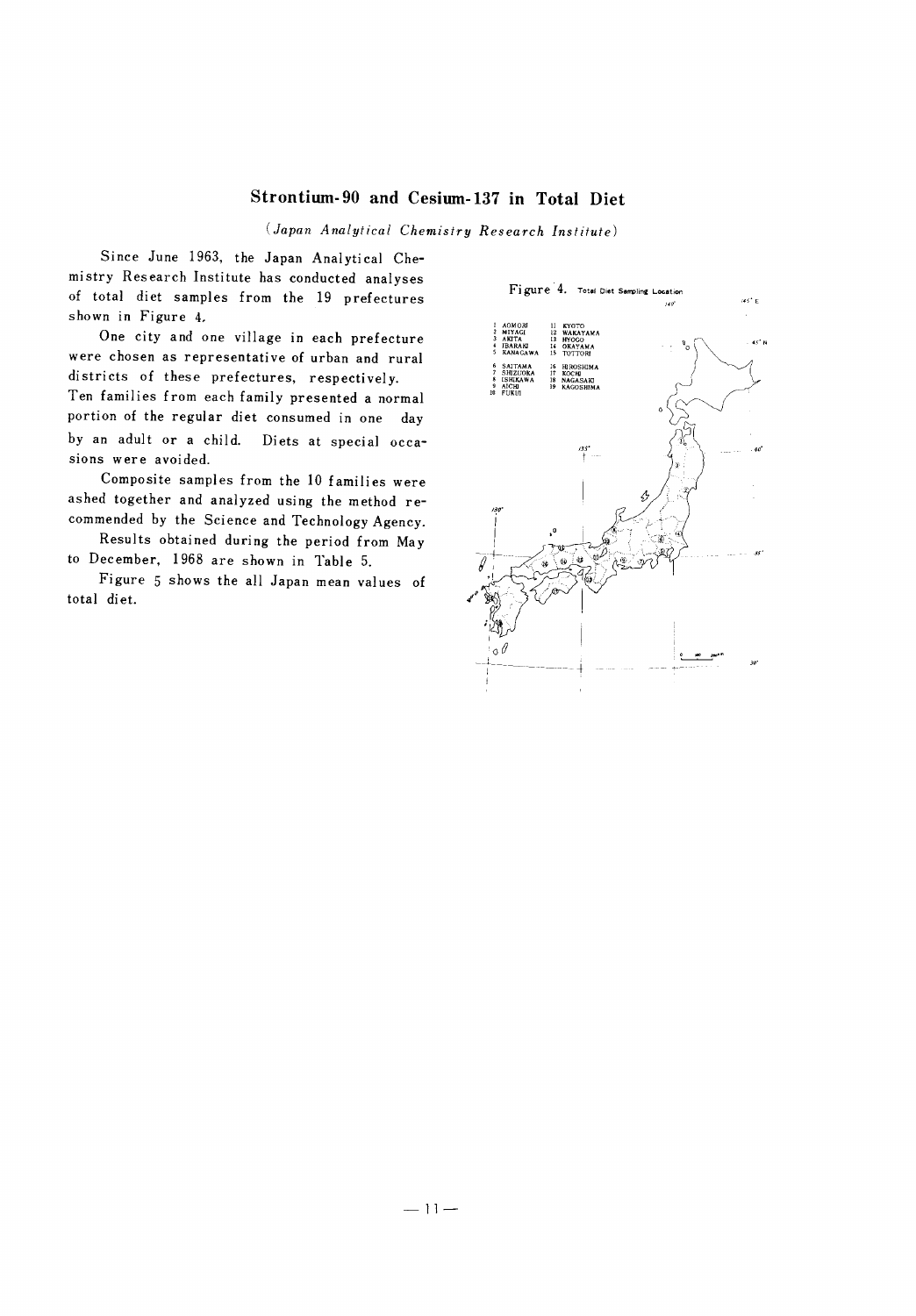# Strontium-90 and Cesium-137 in Total Diet

*(Japan Analytical Chemistry Research Institute)*

Since June 1963, the Japan Analytical Chemistry Research Institute has conducted analyses of total diet samples from the 19 prefectures shown in Figure 4.

One city and one village in each prefecture were chosen as representative of urban and rural districts of these prefectures, respectively. Ten families from each family presented a normal portion of the regular diet consumed in one day by an adult or a child. Diets at special occasions were avoided.

Composite samples from the 10 families were ashed together and analyzed using the method recommended by the Science and Technology Agency.

Results obtained during the period from May to December, 1968 are shown in Table 5.

Figure 5 shows the all Japan mean values of total diet.

Figure 4. Total Diet Sampling Location

1 AOMORI
2 MIYAGI
3 AKITA
4 IBARAKI
5 KANAGAWA
6 SAITAMA
7 SHIZUOKA
8 ISHIKAWA
9 AICHI
10 FUKUI
11 KYOTO
12 WAKAYAMA
13 HYOGO
14 OKAYAMA
15 TOTTORI
16 HIROSHIMA
17 KOCHI
18 NAGASAKI
19 KAGOSHIMA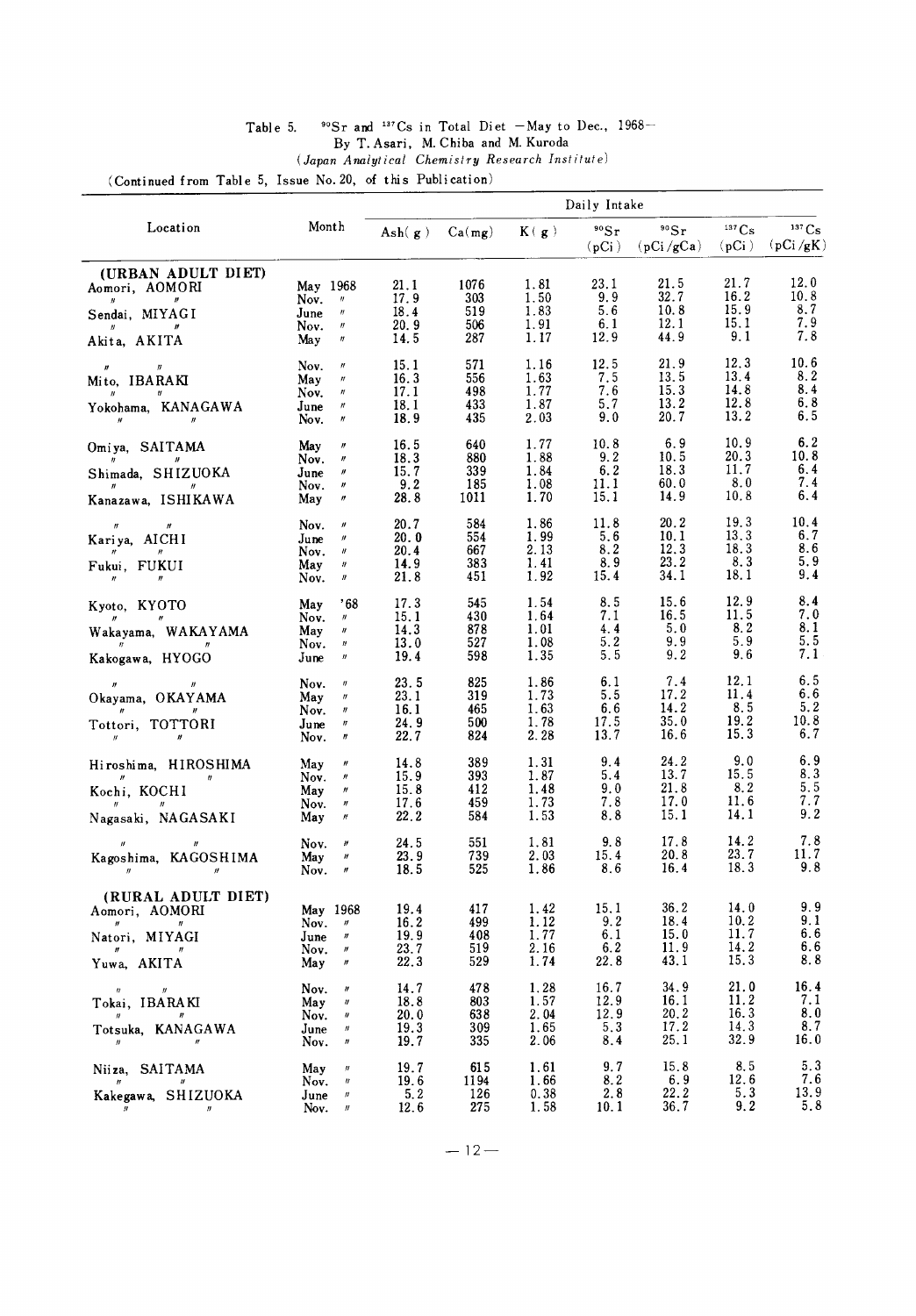Table 5. $^{90}Sr$ and $^{137}Cs$ in Total Diet —May to Dec., 1968—
By T. Asari, M. Chiba and M. Kuroda
*(Japan Analytical Chemistry Research Institute)*

(Continued from Table 5, Issue No. 20, of this Publication)

| Location | Month | Daily Intake | | | | | | |
|---|---|---|---|---|---|---|---|---|
| | | Ash(g) | Ca(mg) | K(g) | $^{90}Sr$ (pCi) | $^{90}Sr$ (pCi/gCa) | $^{137}Cs$ (pCi) | $^{137}Cs$ (pCi/gK) |
| **(URBAN ADULT DIET)** | | | | | | | | |
| Aomori, AOMORI | May 1968 | 21.1 | 1076 | 1.81 | 23.1 | 21.5 | 21.7 | 12.0 |
| 〃 〃 | Nov. 〃 | 17.9 | 303 | 1.50 | 9.9 | 32.7 | 16.2 | 10.8 |
| Sendai, MIYAGI | June 〃 | 18.4 | 519 | 1.83 | 5.6 | 10.8 | 15.9 | 8.7 |
| 〃 〃 | Nov. 〃 | 20.9 | 506 | 1.91 | 6.1 | 12.1 | 15.1 | 7.9 |
| Akita, AKITA | May 〃 | 14.5 | 287 | 1.17 | 12.9 | 44.9 | 9.1 | 7.8 |
| 〃 〃 | Nov. 〃 | 15.1 | 571 | 1.16 | 12.5 | 21.9 | 12.3 | 10.6 |
| Mito, IBARAKI | May 〃 | 16.3 | 556 | 1.63 | 7.5 | 13.5 | 13.4 | 8.2 |
| 〃 〃 | Nov. 〃 | 17.1 | 498 | 1.77 | 7.6 | 15.3 | 14.8 | 8.4 |
| Yokohama, KANAGAWA | June 〃 | 18.1 | 433 | 1.87 | 5.7 | 13.2 | 12.8 | 6.8 |
| 〃 〃 | Nov. 〃 | 18.9 | 435 | 2.03 | 9.0 | 20.7 | 13.2 | 6.5 |
| Omiya, SAITAMA | May 〃 | 16.5 | 640 | 1.77 | 10.8 | 6.9 | 10.9 | 6.2 |
| 〃 〃 | Nov. 〃 | 18.3 | 880 | 1.88 | 9.2 | 10.5 | 20.3 | 10.8 |
| Shimada, SHIZUOKA | June 〃 | 15.7 | 339 | 1.84 | 6.2 | 18.3 | 11.7 | 6.4 |
| 〃 〃 | Nov. 〃 | 9.2 | 185 | 1.08 | 11.1 | 60.0 | 8.0 | 7.4 |
| Kanazawa, ISHIKAWA | May 〃 | 28.8 | 1011 | 1.70 | 15.1 | 14.9 | 10.8 | 6.4 |
| 〃 〃 | Nov. 〃 | 20.7 | 584 | 1.86 | 11.8 | 20.2 | 19.3 | 10.4 |
| Kariya, AICHI | June 〃 | 20.0 | 554 | 1.99 | 5.6 | 10.1 | 13.3 | 6.7 |
| 〃 〃 | Nov. 〃 | 20.4 | 667 | 2.13 | 8.2 | 12.3 | 18.3 | 8.6 |
| Fukui, FUKUI | May 〃 | 14.9 | 383 | 1.41 | 8.9 | 23.2 | 8.3 | 5.9 |
| 〃 〃 | Nov. 〃 | 21.8 | 451 | 1.92 | 15.4 | 34.1 | 18.1 | 9.4 |
| Kyoto, KYOTO | May '68 | 17.3 | 545 | 1.54 | 8.5 | 15.6 | 12.9 | 8.4 |
| 〃 〃 | Nov. 〃 | 15.1 | 430 | 1.64 | 7.1 | 16.5 | 11.5 | 7.0 |
| Wakayama, WAKAYAMA | May 〃 | 14.3 | 878 | 1.01 | 4.4 | 5.0 | 8.2 | 8.1 |
| 〃 〃 | Nov. 〃 | 13.0 | 527 | 1.08 | 5.2 | 9.9 | 5.9 | 5.5 |
| Kakogawa, HYOGO | June 〃 | 19.4 | 598 | 1.35 | 5.5 | 9.2 | 9.6 | 7.1 |
| 〃 〃 | Nov. 〃 | 23.5 | 825 | 1.86 | 6.1 | 7.4 | 12.1 | 6.5 |
| Okayama, OKAYAMA | May 〃 | 23.1 | 319 | 1.73 | 5.5 | 17.2 | 11.4 | 6.6 |
| 〃 〃 | Nov. 〃 | 16.1 | 465 | 1.63 | 6.6 | 14.2 | 8.5 | 5.2 |
| Tottori, TOTTORI | June 〃 | 24.9 | 500 | 1.78 | 17.5 | 35.0 | 19.2 | 10.8 |
| 〃 〃 | Nov. 〃 | 22.7 | 824 | 2.28 | 13.7 | 16.6 | 15.3 | 6.7 |
| Hiroshima, HIROSHIMA | May 〃 | 14.8 | 389 | 1.31 | 9.4 | 24.2 | 9.0 | 6.9 |
| 〃 〃 | Nov. 〃 | 15.9 | 393 | 1.87 | 5.4 | 13.7 | 15.5 | 8.3 |
| Kochi, KOCHI | May 〃 | 15.8 | 412 | 1.48 | 9.0 | 21.8 | 8.2 | 5.5 |
| 〃 〃 | Nov. 〃 | 17.6 | 459 | 1.73 | 7.8 | 17.0 | 11.6 | 7.7 |
| Nagasaki, NAGASAKI | May 〃 | 22.2 | 584 | 1.53 | 8.8 | 15.1 | 14.1 | 9.2 |
| 〃 〃 | Nov. 〃 | 24.5 | 551 | 1.81 | 9.8 | 17.8 | 14.2 | 7.8 |
| Kagoshima, KAGOSHIMA | May 〃 | 23.9 | 739 | 2.03 | 15.4 | 20.8 | 23.7 | 11.7 |
| 〃 〃 | Nov. 〃 | 18.5 | 525 | 1.86 | 8.6 | 16.4 | 18.3 | 9.8 |
| **(RURAL ADULT DIET)** | | | | | | | | |
| Aomori, AOMORI | May 1968 | 19.4 | 417 | 1.42 | 15.1 | 36.2 | 14.0 | 9.9 |
| 〃 〃 | Nov. 〃 | 16.2 | 499 | 1.12 | 9.2 | 18.4 | 10.2 | 9.1 |
| Natori, MIYAGI | June 〃 | 19.9 | 408 | 1.77 | 6.1 | 15.0 | 11.7 | 6.6 |
| 〃 〃 | Nov. 〃 | 23.7 | 519 | 2.16 | 6.2 | 11.9 | 14.2 | 6.6 |
| Yuwa, AKITA | May 〃 | 22.3 | 529 | 1.74 | 22.8 | 43.1 | 15.3 | 8.8 |
| 〃 〃 | Nov. 〃 | 14.7 | 478 | 1.28 | 16.7 | 34.9 | 21.0 | 16.4 |
| Tokai, IBARAKI | May 〃 | 18.8 | 803 | 1.57 | 12.9 | 16.1 | 11.2 | 7.1 |
| 〃 〃 | Nov. 〃 | 20.0 | 638 | 2.04 | 12.9 | 20.2 | 16.3 | 8.0 |
| Totsuka, KANAGAWA | June 〃 | 19.3 | 309 | 1.65 | 5.3 | 17.2 | 14.3 | 8.7 |
| 〃 〃 | Nov. 〃 | 19.7 | 335 | 2.06 | 8.4 | 25.1 | 32.9 | 16.0 |
| Niiza, SAITAMA | May 〃 | 19.7 | 615 | 1.61 | 9.7 | 15.8 | 8.5 | 5.3 |
| 〃 〃 | Nov. 〃 | 19.6 | 1194 | 1.66 | 8.2 | 6.9 | 12.6 | 7.6 |
| Kakegawa, SHIZUOKA | June 〃 | 5.2 | 126 | 0.38 | 2.8 | 22.2 | 5.3 | 13.9 |
| 〃 〃 | Nov. 〃 | 12.6 | 275 | 1.58 | 10.1 | 36.7 | 9.2 | 5.8 |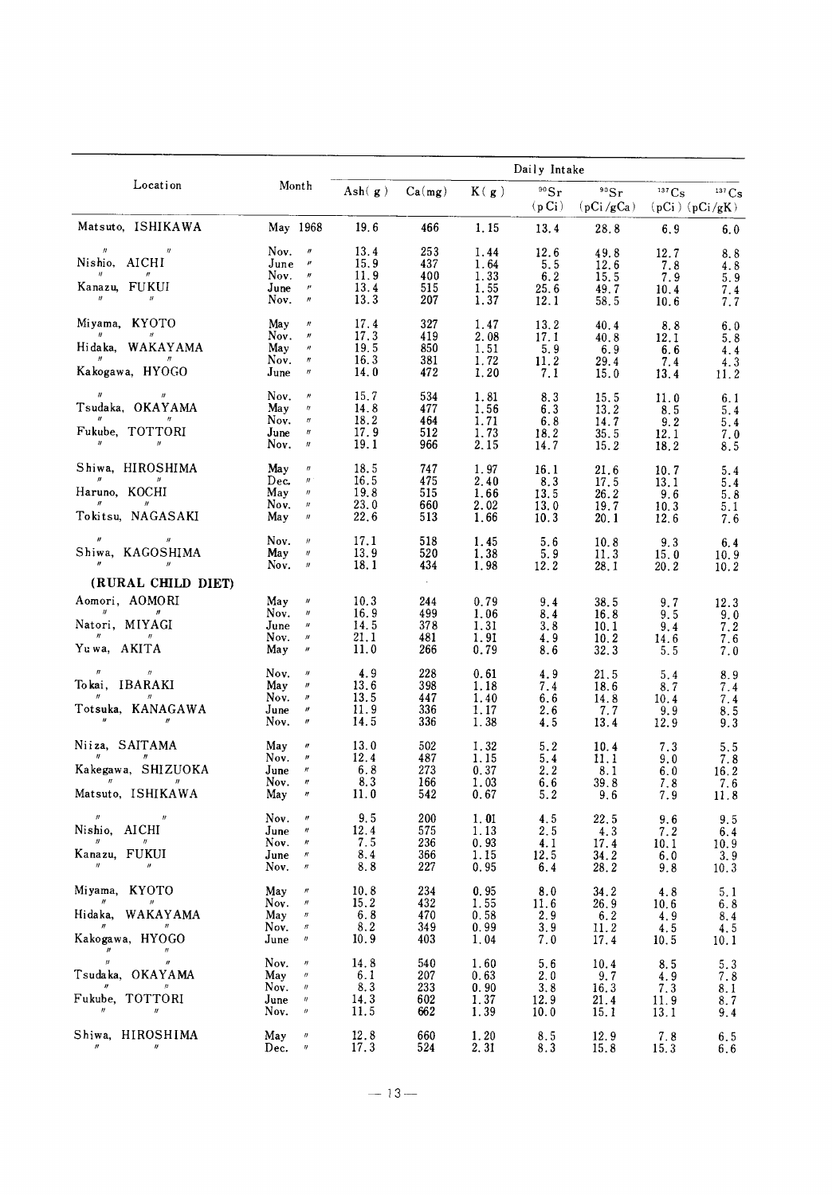| Location | Month | Daily Intake | | | | | | |
|---|---|---|---|---|---|---|---|---|
| | | Ash(g) | Ca(mg) | K(g) | $^{90}Sr$ (pCi) | $^{90}Sr$ (pCi/gCa) | $^{137}Cs$ (pCi) | $^{137}Cs$ (pCi/gK) |
| Matsuto, ISHIKAWA | May 1968 | 19.6 | 466 | 1.15 | 13.4 | 28.8 | 6.9 | 6.0 |
| 〃 〃 | Nov. 〃 | 13.4 | 253 | 1.44 | 12.6 | 49.8 | 12.7 | 8.8 |
| Nishio, AICHI | June 〃 | 15.9 | 437 | 1.64 | 5.5 | 12.6 | 7.8 | 4.8 |
| 〃 〃 | Nov. 〃 | 11.9 | 400 | 1.33 | 6.2 | 15.5 | 7.9 | 5.9 |
| Kanazu, FUKUI | June 〃 | 13.4 | 515 | 1.55 | 25.6 | 49.7 | 10.4 | 7.4 |
| 〃 〃 | Nov. 〃 | 13.3 | 207 | 1.37 | 12.1 | 58.5 | 10.6 | 7.7 |
| Miyama, KYOTO | May 〃 | 17.4 | 327 | 1.47 | 13.2 | 40.4 | 8.8 | 6.0 |
| 〃 〃 | Nov. 〃 | 17.3 | 419 | 2.08 | 17.1 | 40.8 | 12.1 | 5.8 |
| Hidaka, WAKAYAMA | May 〃 | 19.5 | 850 | 1.51 | 5.9 | 6.9 | 6.6 | 4.4 |
| 〃 〃 | Nov. 〃 | 16.3 | 381 | 1.72 | 11.2 | 29.4 | 7.4 | 4.3 |
| Kakogawa, HYOGO | June 〃 | 14.0 | 472 | 1.20 | 7.1 | 15.0 | 13.4 | 11.2 |
| 〃 〃 | Nov. 〃 | 15.7 | 534 | 1.81 | 8.3 | 15.5 | 11.0 | 6.1 |
| Tsudaka, OKAYAMA | May 〃 | 14.8 | 477 | 1.56 | 6.3 | 13.2 | 8.5 | 5.4 |
| 〃 〃 | Nov. 〃 | 18.2 | 464 | 1.71 | 6.8 | 14.7 | 9.2 | 5.4 |
| Fukube, TOTTORI | June 〃 | 17.9 | 512 | 1.73 | 18.2 | 35.5 | 12.1 | 7.0 |
| 〃 〃 | Nov. 〃 | 19.1 | 966 | 2.15 | 14.7 | 15.2 | 18.2 | 8.5 |
| Shiwa, HIROSHIMA | May 〃 | 18.5 | 747 | 1.97 | 16.1 | 21.6 | 10.7 | 5.4 |
| 〃 〃 | Dec. 〃 | 16.5 | 475 | 2.40 | 8.3 | 17.5 | 13.1 | 5.4 |
| Haruno, KOCHI | May 〃 | 19.8 | 515 | 1.66 | 13.5 | 26.2 | 9.6 | 5.8 |
| 〃 〃 | Nov. 〃 | 23.0 | 660 | 2.02 | 13.0 | 19.7 | 10.3 | 5.1 |
| Tokitsu, NAGASAKI | May 〃 | 22.6 | 513 | 1.66 | 10.3 | 20.1 | 12.6 | 7.6 |
| 〃 〃 | Nov. 〃 | 17.1 | 518 | 1.45 | 5.6 | 10.8 | 9.3 | 6.4 |
| Shiwa, KAGOSHIMA | May 〃 | 13.9 | 520 | 1.38 | 5.9 | 11.3 | 15.0 | 10.9 |
| 〃 〃 | Nov. 〃 | 18.1 | 434 | 1.98 | 12.2 | 28.1 | 20.2 | 10.2 |
| **(RURAL CHILD DIET)** | | | | | | | | |
| Aomori, AOMORI | May 〃 | 10.3 | 244 | 0.79 | 9.4 | 38.5 | 9.7 | 12.3 |
| 〃 〃 | Nov. 〃 | 16.9 | 499 | 1.06 | 8.4 | 16.8 | 9.5 | 9.0 |
| Natori, MIYAGI | June 〃 | 14.5 | 378 | 1.31 | 3.8 | 10.1 | 9.4 | 7.2 |
| 〃 〃 | Nov. 〃 | 21.1 | 481 | 1.91 | 4.9 | 10.2 | 14.6 | 7.6 |
| Yuwa, AKITA | May 〃 | 11.0 | 266 | 0.79 | 8.6 | 32.3 | 5.5 | 7.0 |
| 〃 〃 | Nov. 〃 | 4.9 | 228 | 0.61 | 4.9 | 21.5 | 5.4 | 8.9 |
| Tokai, IBARAKI | May 〃 | 13.6 | 398 | 1.18 | 7.4 | 18.6 | 8.7 | 7.4 |
| 〃 〃 | Nov. 〃 | 13.5 | 447 | 1.40 | 6.6 | 14.8 | 10.4 | 7.4 |
| Totsuka, KANAGAWA | June 〃 | 11.9 | 336 | 1.17 | 2.6 | 7.7 | 9.9 | 8.5 |
| 〃 〃 | Nov. 〃 | 14.5 | 336 | 1.38 | 4.5 | 13.4 | 12.9 | 9.3 |
| Niiza, SAITAMA | May 〃 | 13.0 | 502 | 1.32 | 5.2 | 10.4 | 7.3 | 5.5 |
| 〃 〃 | Nov. 〃 | 12.4 | 487 | 1.15 | 5.4 | 11.1 | 9.0 | 7.8 |
| Kakegawa, SHIZUOKA | June 〃 | 6.8 | 273 | 0.37 | 2.2 | 8.1 | 6.0 | 16.2 |
| 〃 〃 | Nov. 〃 | 8.3 | 166 | 1.03 | 6.6 | 39.8 | 7.8 | 7.6 |
| Matsuto, ISHIKAWA | May 〃 | 11.0 | 542 | 0.67 | 5.2 | 9.6 | 7.9 | 11.8 |
| 〃 〃 | Nov. 〃 | 9.5 | 200 | 1.01 | 4.5 | 22.5 | 9.6 | 9.5 |
| Nishio, AICHI | June 〃 | 12.4 | 575 | 1.13 | 2.5 | 4.3 | 7.2 | 6.4 |
| 〃 〃 | Nov. 〃 | 7.5 | 236 | 0.93 | 4.1 | 17.4 | 10.1 | 10.9 |
| Kanazu, FUKUI | June 〃 | 8.4 | 366 | 1.15 | 12.5 | 34.2 | 6.0 | 3.9 |
| 〃 〃 | Nov. 〃 | 8.8 | 227 | 0.95 | 6.4 | 28.2 | 9.8 | 10.3 |
| Miyama, KYOTO | May 〃 | 10.8 | 234 | 0.95 | 8.0 | 34.2 | 4.8 | 5.1 |
| 〃 〃 | Nov. 〃 | 15.2 | 432 | 1.55 | 11.6 | 26.9 | 10.6 | 6.8 |
| Hidaka, WAKAYAMA | May 〃 | 6.8 | 470 | 0.58 | 2.9 | 6.2 | 4.9 | 8.4 |
| 〃 〃 | Nov. 〃 | 8.2 | 349 | 0.99 | 3.9 | 11.2 | 4.5 | 4.5 |
| Kakogawa, HYOGO | June 〃 | 10.9 | 403 | 1.04 | 7.0 | 17.4 | 10.5 | 10.1 |
| 〃 〃 | Nov. 〃 | 14.8 | 540 | 1.60 | 5.6 | 10.4 | 8.5 | 5.3 |
| Tsudaka, OKAYAMA | May 〃 | 6.1 | 207 | 0.63 | 2.0 | 9.7 | 4.9 | 7.8 |
| 〃 〃 | Nov. 〃 | 8.3 | 233 | 0.90 | 3.8 | 16.3 | 7.3 | 8.1 |
| Fukube, TOTTORI | June 〃 | 14.3 | 602 | 1.37 | 12.9 | 21.4 | 11.9 | 8.7 |
| 〃 〃 | Nov. 〃 | 11.5 | 662 | 1.39 | 10.0 | 15.1 | 13.1 | 9.4 |
| Shiwa, HIROSHIMA | May 〃 | 12.8 | 660 | 1.20 | 8.5 | 12.9 | 7.8 | 6.5 |
| 〃 〃 | Dec. 〃 | 17.3 | 524 | 2.31 | 8.3 | 15.8 | 15.3 | 6.6 |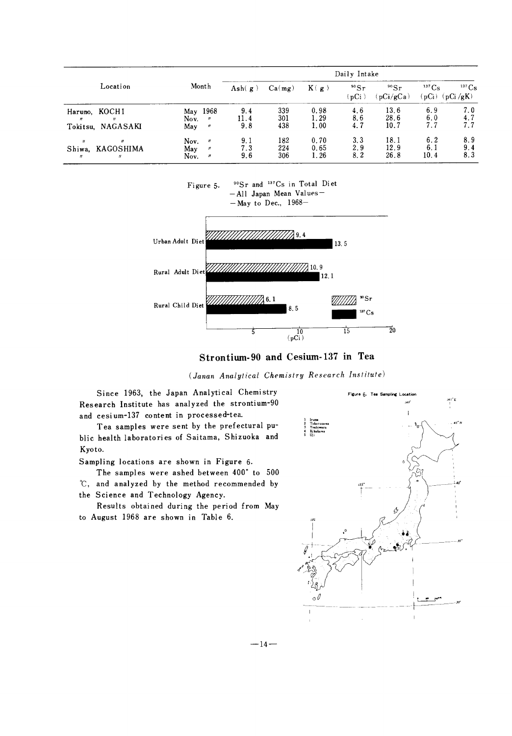| Location | Month | Daily Intake | | | | | | |
|---|---|---|---|---|---|---|---|---|
| | | Ash(g) | Ca(mg) | K(g) | $^{90}Sr$ (pCi) | $^{90}Sr$ (pCi/gCa) | $^{137}Cs$ (pCi) | $^{137}Cs$ (pCi/gK) |
| Haruno, KOCHI | May 1968 | 9.4 | 339 | 0.98 | 4.6 | 13.6 | 6.9 | 7.0 |
| 〃 〃 | Nov. 〃 | 11.4 | 301 | 1.29 | 8.6 | 28.6 | 6.0 | 4.7 |
| Tokitsu, NAGASAKI | May 〃 | 9.8 | 438 | 1.00 | 4.7 | 10.7 | 7.7 | 7.7 |
| 〃 〃 | Nov. 〃 | 9.1 | 182 | 0.70 | 3.3 | 18.1 | 6.2 | 8.9 |
| Shiwa, KAGOSHIMA | May 〃 | 7.3 | 224 | 0.65 | 2.9 | 12.9 | 6.1 | 9.4 |
| 〃 〃 | Nov. 〃 | 9.6 | 306 | 1.26 | 8.2 | 26.8 | 10.4 | 8.3 |

Figure 5. $^{90}Sr$ and $^{137}Cs$ in Total Diet
—All Japan Mean Values—
—May to Dec., 1968—

| | $^{90}Sr$ (pCi) | $^{137}Cs$ (pCi) |
|---|---|---|
| Urban Adult Diet | 9.4 | 13.5 |
| Rural Adult Diet | 10.9 | 12.1 |
| Rural Child Diet | 6.1 | 8.5 |

## Strontium-90 and Cesium-137 in Tea

*(Janan Analytical Chemistry Research Institute)*

Since 1963, the Japan Analytical Chemistry Research Institute has analyzed the strontium-90 and cesium-137 content in processed-tea.

Tea samples were sent by the prefectural public health laboratories of Saitama, Shizuoka and Kyoto.

Sampling locations are shown in Figure 6.

The samples were ashed between 400° to 500 ℃, and analyzed by the method recommended by the Science and Technology Agency.

Results obtained during the period from May to August 1968 are shown in Table 6.

Figure 6. Tea Sampling Location

1 Iruma
2 Tokorozawa
3 Yoshiwara
4 Kikukawa
5 Uji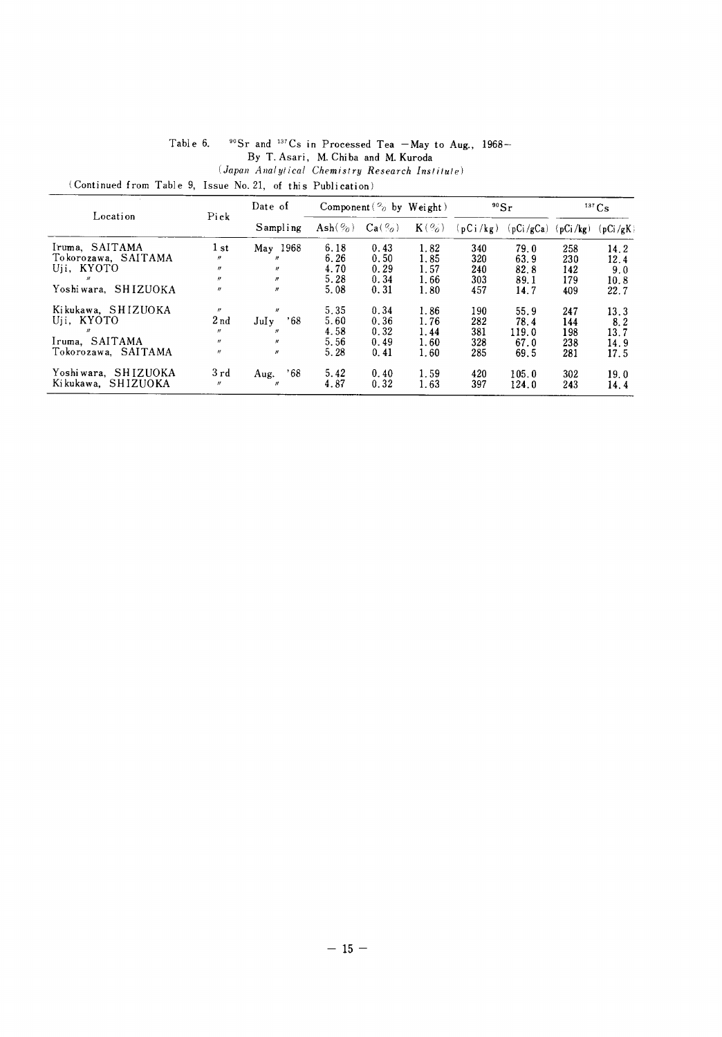Table 6. $^{90}Sr$ and $^{137}Cs$ in Processed Tea —May to Aug., 1968—
By T. Asari, M. Chiba and M. Kuroda
*(Japan Analytical Chemistry Research Institute)*

(Continued from Table 9, Issue No. 21, of this Publication)

| Location | Pick | Date of Sampling | Component (% by Weight) | | | $^{90}Sr$ | | $^{137}Cs$ | |
|---|---|---|---|---|---|---|---|---|---|
| | | | Ash(%) | Ca(%) | K(%) | (pCi/kg) | (pCi/gCa) | (pCi/kg) | (pCi/gK) |
| Iruma, SAITAMA | 1 st | May 1968 | 6.18 | 0.43 | 1.82 | 340 | 79.0 | 258 | 14.2 |
| Tokorozawa, SAITAMA | 〃 | 〃 | 6.26 | 0.50 | 1.85 | 320 | 63.9 | 230 | 12.4 |
| Uji, KYOTO | 〃 | 〃 | 4.70 | 0.29 | 1.57 | 240 | 82.8 | 142 | 9.0 |
| 〃 | 〃 | 〃 | 5.28 | 0.34 | 1.66 | 303 | 89.1 | 179 | 10.8 |
| Yoshiwara, SHIZUOKA | 〃 | 〃 | 5.08 | 0.31 | 1.80 | 457 | 14.7 | 409 | 22.7 |
| Kikukawa, SHIZUOKA | 〃 | 〃 | 5.35 | 0.34 | 1.86 | 190 | 55.9 | 247 | 13.3 |
| Uji, KYOTO | 2 nd | July '68 | 5.60 | 0.36 | 1.76 | 282 | 78.4 | 144 | 8.2 |
| 〃 | 〃 | 〃 | 4.58 | 0.32 | 1.44 | 381 | 119.0 | 198 | 13.7 |
| Iruma, SAITAMA | 〃 | 〃 | 5.56 | 0.49 | 1.60 | 328 | 67.0 | 238 | 14.9 |
| Tokorozawa, SAITAMA | 〃 | 〃 | 5.28 | 0.41 | 1.60 | 285 | 69.5 | 281 | 17.5 |
| Yoshiwara, SHIZUOKA | 3 rd | Aug. '68 | 5.42 | 0.40 | 1.59 | 420 | 105.0 | 302 | 19.0 |
| Kikukawa, SHIZUOKA | 〃 | 〃 | 4.87 | 0.32 | 1.63 | 397 | 124.0 | 243 | 14.4 |